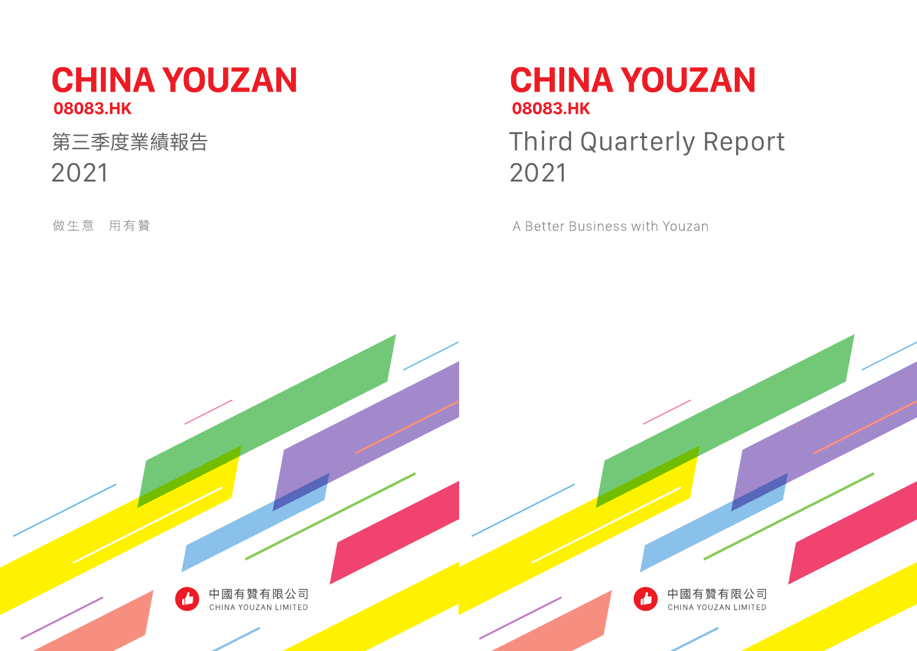# CHINA YOUZAN

**08083.HK**

第三季度業績報告

2021

做生意　用有贊

中國有贊有限公司

CHINA YOUZAN LIMITED

# CHINA YOUZAN

**08083.HK**

Third Quarterly Report

2021

A Better Business with Youzan

中國有贊有限公司

CHINA YOUZAN LIMITED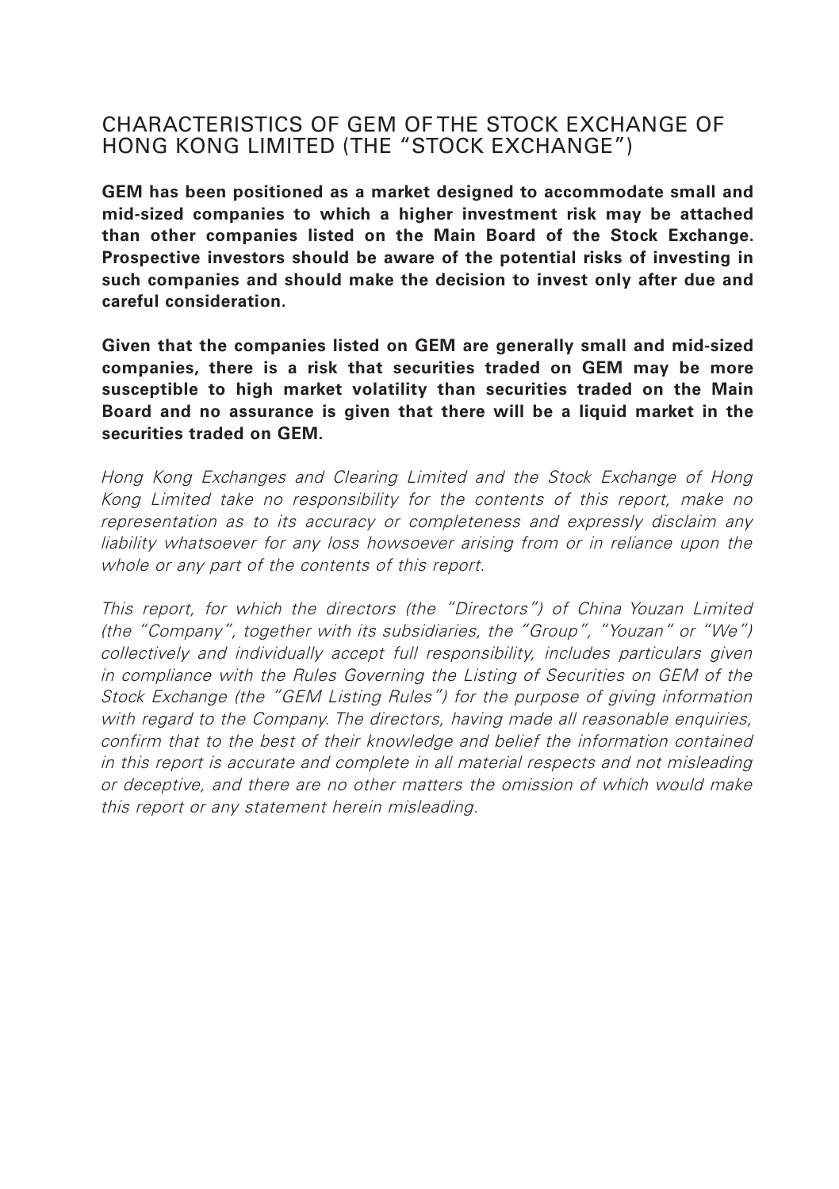## CHARACTERISTICS OF GEM OF THE STOCK EXCHANGE OF HONG KONG LIMITED (THE "STOCK EXCHANGE")

**GEM has been positioned as a market designed to accommodate small and mid-sized companies to which a higher investment risk may be attached than other companies listed on the Main Board of the Stock Exchange. Prospective investors should be aware of the potential risks of investing in such companies and should make the decision to invest only after due and careful consideration.**

**Given that the companies listed on GEM are generally small and mid-sized companies, there is a risk that securities traded on GEM may be more susceptible to high market volatility than securities traded on the Main Board and no assurance is given that there will be a liquid market in the securities traded on GEM.**

*Hong Kong Exchanges and Clearing Limited and the Stock Exchange of Hong Kong Limited take no responsibility for the contents of this report, make no representation as to its accuracy or completeness and expressly disclaim any liability whatsoever for any loss howsoever arising from or in reliance upon the whole or any part of the contents of this report.*

*This report, for which the directors (the "Directors") of China Youzan Limited (the "Company", together with its subsidiaries, the "Group", "Youzan" or "We") collectively and individually accept full responsibility, includes particulars given in compliance with the Rules Governing the Listing of Securities on GEM of the Stock Exchange (the "GEM Listing Rules") for the purpose of giving information with regard to the Company. The directors, having made all reasonable enquiries, confirm that to the best of their knowledge and belief the information contained in this report is accurate and complete in all material respects and not misleading or deceptive, and there are no other matters the omission of which would make this report or any statement herein misleading.*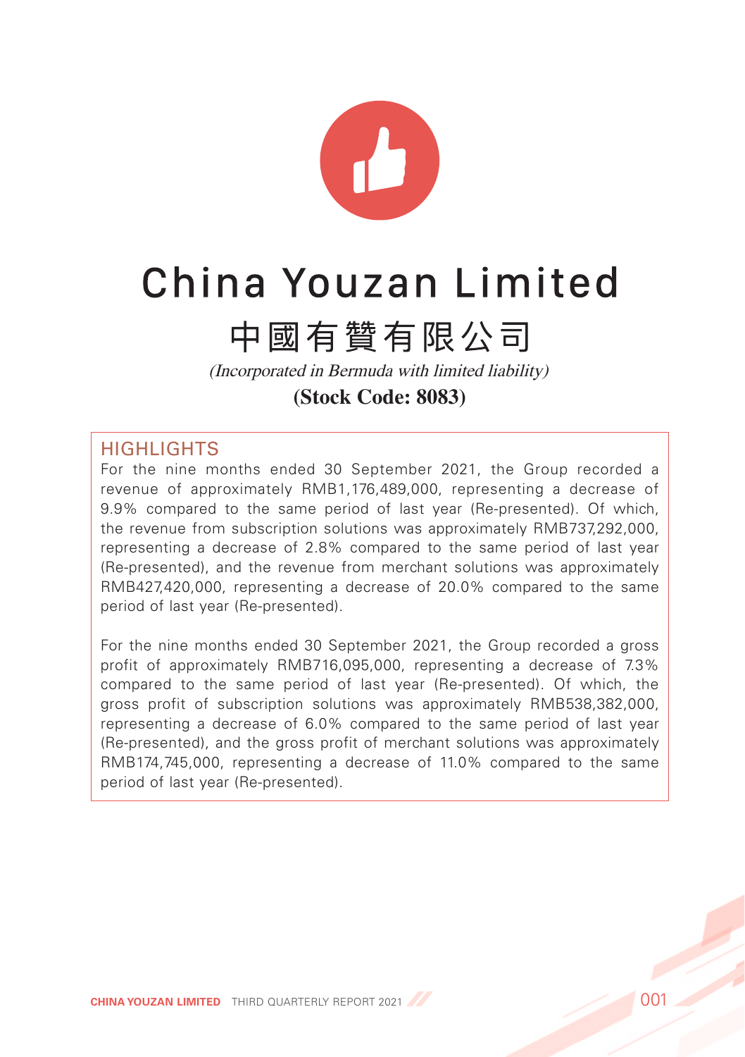# China Youzan Limited

# 中國有贊有限公司

*(Incorporated in Bermuda with limited liability)*

**(Stock Code: 8083)**

## HIGHLIGHTS

For the nine months ended 30 September 2021, the Group recorded a revenue of approximately RMB1,176,489,000, representing a decrease of 9.9% compared to the same period of last year (Re-presented). Of which, the revenue from subscription solutions was approximately RMB737,292,000, representing a decrease of 2.8% compared to the same period of last year (Re-presented), and the revenue from merchant solutions was approximately RMB427,420,000, representing a decrease of 20.0% compared to the same period of last year (Re-presented).

For the nine months ended 30 September 2021, the Group recorded a gross profit of approximately RMB716,095,000, representing a decrease of 7.3% compared to the same period of last year (Re-presented). Of which, the gross profit of subscription solutions was approximately RMB538,382,000, representing a decrease of 6.0% compared to the same period of last year (Re-presented), and the gross profit of merchant solutions was approximately RMB174,745,000, representing a decrease of 11.0% compared to the same period of last year (Re-presented).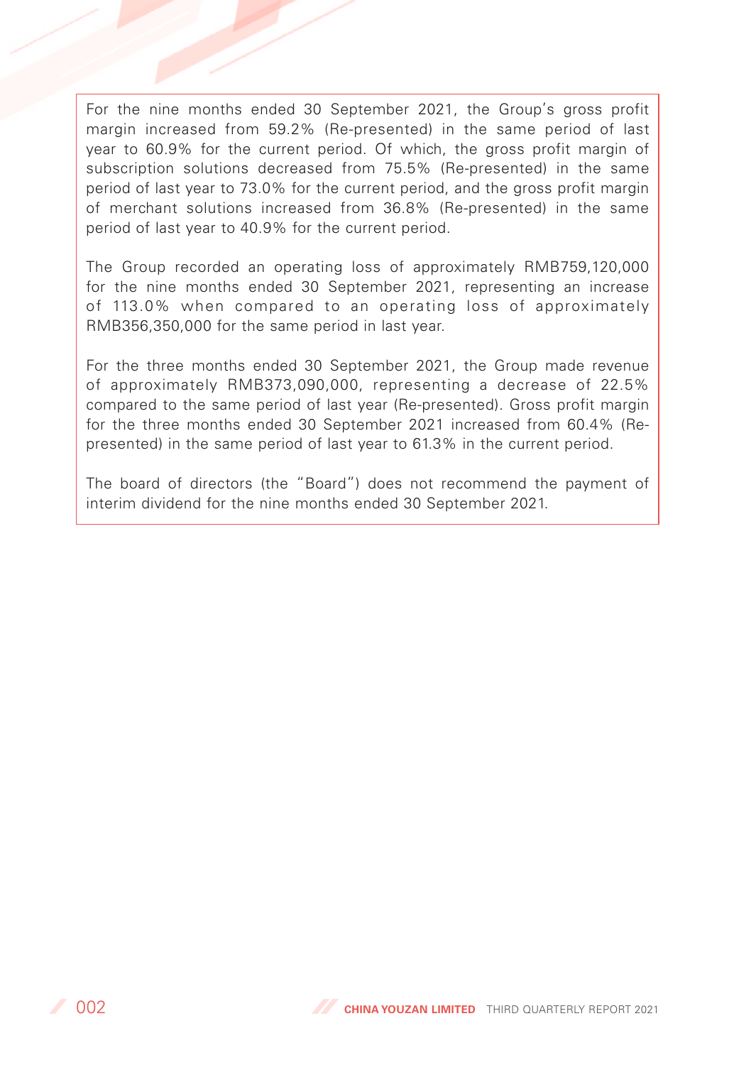For the nine months ended 30 September 2021, the Group's gross profit margin increased from 59.2% (Re-presented) in the same period of last year to 60.9% for the current period. Of which, the gross profit margin of subscription solutions decreased from 75.5% (Re-presented) in the same period of last year to 73.0% for the current period, and the gross profit margin of merchant solutions increased from 36.8% (Re-presented) in the same period of last year to 40.9% for the current period.

The Group recorded an operating loss of approximately RMB759,120,000 for the nine months ended 30 September 2021, representing an increase of 113.0% when compared to an operating loss of approximately RMB356,350,000 for the same period in last year.

For the three months ended 30 September 2021, the Group made revenue of approximately RMB373,090,000, representing a decrease of 22.5% compared to the same period of last year (Re-presented). Gross profit margin for the three months ended 30 September 2021 increased from 60.4% (Re-presented) in the same period of last year to 61.3% in the current period.

The board of directors (the "Board") does not recommend the payment of interim dividend for the nine months ended 30 September 2021.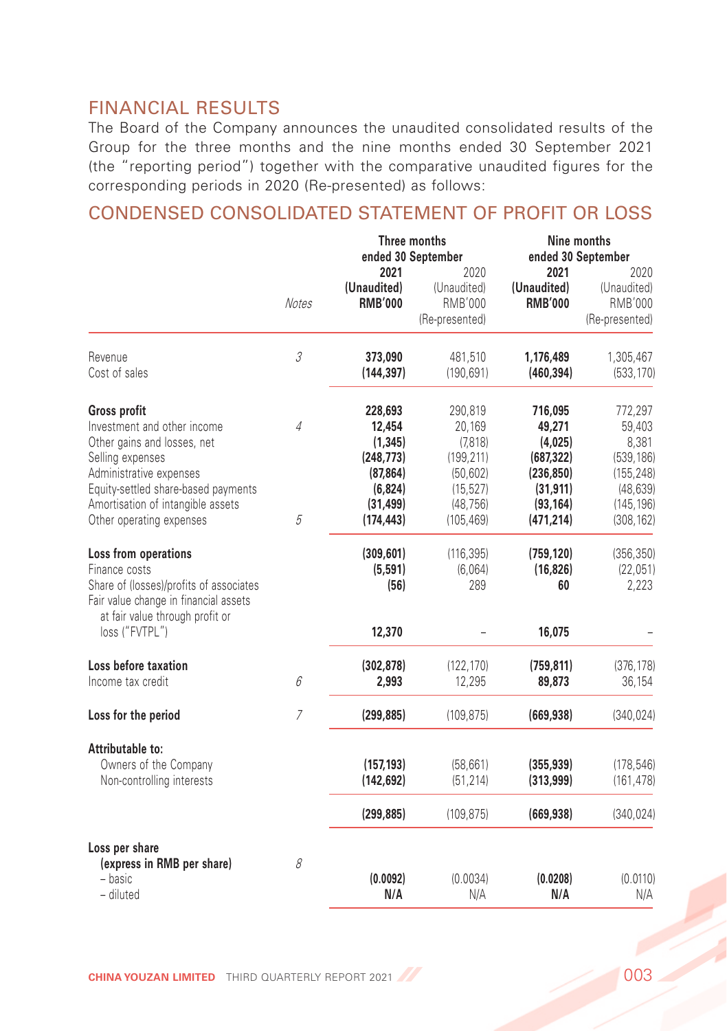## FINANCIAL RESULTS

The Board of the Company announces the unaudited consolidated results of the Group for the three months and the nine months ended 30 September 2021 (the "reporting period") together with the comparative unaudited figures for the corresponding periods in 2020 (Re-presented) as follows:

## CONDENSED CONSOLIDATED STATEMENT OF PROFIT OR LOSS

| | Notes | Three months ended 30 September | | Nine months ended 30 September | |
|---|---|---|---|---|---|
| | | **2021** | 2020 | **2021** | 2020 |
| | | **(Unaudited)** | (Unaudited) | **(Unaudited)** | (Unaudited) |
| | | **RMB'000** | RMB'000 | **RMB'000** | RMB'000 |
| | | | (Re-presented) | | (Re-presented) |
| Revenue | 3 | **373,090** | 481,510 | **1,176,489** | 1,305,467 |
| Cost of sales | | **(144,397)** | (190,691) | **(460,394)** | (533,170) |
| **Gross profit** | | **228,693** | 290,819 | **716,095** | 772,297 |
| Investment and other income | 4 | **12,454** | 20,169 | **49,271** | 59,403 |
| Other gains and losses, net | | **(1,345)** | (7,818) | **(4,025)** | 8,381 |
| Selling expenses | | **(248,773)** | (199,211) | **(687,322)** | (539,186) |
| Administrative expenses | | **(87,864)** | (50,602) | **(236,850)** | (155,248) |
| Equity-settled share-based payments | | **(6,824)** | (15,527) | **(31,911)** | (48,639) |
| Amortisation of intangible assets | | **(31,499)** | (48,756) | **(93,164)** | (145,196) |
| Other operating expenses | 5 | **(174,443)** | (105,469) | **(471,214)** | (308,162) |
| **Loss from operations** | | **(309,601)** | (116,395) | **(759,120)** | (356,350) |
| Finance costs | | **(5,591)** | (6,064) | **(16,826)** | (22,051) |
| Share of (losses)/profits of associates | | **(56)** | 289 | **60** | 2,223 |
| Fair value change in financial assets at fair value through profit or loss ("FVTPL") | | **12,370** | – | **16,075** | – |
| **Loss before taxation** | | **(302,878)** | (122,170) | **(759,811)** | (376,178) |
| Income tax credit | 6 | **2,993** | 12,295 | **89,873** | 36,154 |
| **Loss for the period** | 7 | **(299,885)** | (109,875) | **(669,938)** | (340,024) |
| **Attributable to:** | | | | | |
| Owners of the Company | | **(157,193)** | (58,661) | **(355,939)** | (178,546) |
| Non-controlling interests | | **(142,692)** | (51,214) | **(313,999)** | (161,478) |
| | | **(299,885)** | (109,875) | **(669,938)** | (340,024) |
| **Loss per share (express in RMB per share)** | 8 | | | | |
| – basic | | **(0.0092)** | (0.0034) | **(0.0208)** | (0.0110) |
| – diluted | | **N/A** | N/A | **N/A** | N/A |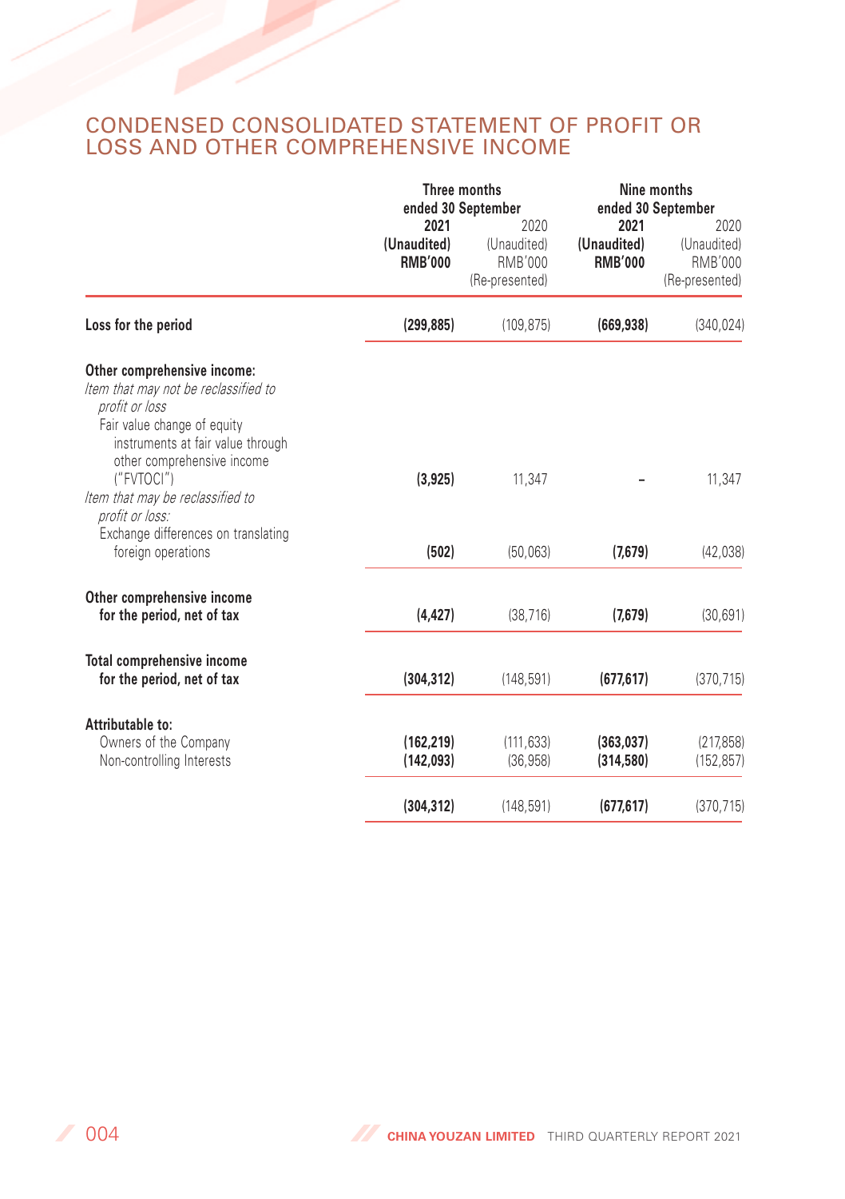# CONDENSED CONSOLIDATED STATEMENT OF PROFIT OR LOSS AND OTHER COMPREHENSIVE INCOME

| | Three months ended 30 September | | Nine months ended 30 September | |
|---|---|---|---|---|
| | **2021** | 2020 | **2021** | 2020 |
| | **(Unaudited)** | (Unaudited) | **(Unaudited)** | (Unaudited) |
| | **RMB'000** | RMB'000 | **RMB'000** | RMB'000 |
| | | (Re-presented) | | (Re-presented) |
| **Loss for the period** | **(299,885)** | (109,875) | **(669,938)** | (340,024) |
| **Other comprehensive income:** | | | | |
| *Item that may not be reclassified to profit or loss* | | | | |
| Fair value change of equity instruments at fair value through other comprehensive income ("FVTOCI") | **(3,925)** | 11,347 | **–** | 11,347 |
| *Item that may be reclassified to profit or loss:* | | | | |
| Exchange differences on translating foreign operations | **(502)** | (50,063) | **(7,679)** | (42,038) |
| **Other comprehensive income for the period, net of tax** | **(4,427)** | (38,716) | **(7,679)** | (30,691) |
| **Total comprehensive income for the period, net of tax** | **(304,312)** | (148,591) | **(677,617)** | (370,715) |
| **Attributable to:** | | | | |
| Owners of the Company | **(162,219)** | (111,633) | **(363,037)** | (217,858) |
| Non-controlling Interests | **(142,093)** | (36,958) | **(314,580)** | (152,857) |
| | **(304,312)** | (148,591) | **(677,617)** | (370,715) |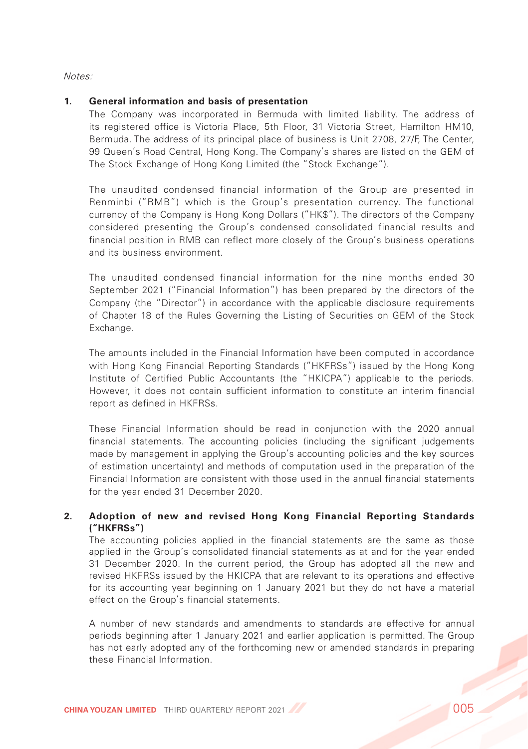*Notes:*

**1. General information and basis of presentation**

The Company was incorporated in Bermuda with limited liability. The address of its registered office is Victoria Place, 5th Floor, 31 Victoria Street, Hamilton HM10, Bermuda. The address of its principal place of business is Unit 2708, 27/F, The Center, 99 Queen's Road Central, Hong Kong. The Company's shares are listed on the GEM of The Stock Exchange of Hong Kong Limited (the "Stock Exchange").

The unaudited condensed financial information of the Group are presented in Renminbi ("RMB") which is the Group's presentation currency. The functional currency of the Company is Hong Kong Dollars ("HK$"). The directors of the Company considered presenting the Group's condensed consolidated financial results and financial position in RMB can reflect more closely of the Group's business operations and its business environment.

The unaudited condensed financial information for the nine months ended 30 September 2021 ("Financial Information") has been prepared by the directors of the Company (the "Director") in accordance with the applicable disclosure requirements of Chapter 18 of the Rules Governing the Listing of Securities on GEM of the Stock Exchange.

The amounts included in the Financial Information have been computed in accordance with Hong Kong Financial Reporting Standards ("HKFRSs") issued by the Hong Kong Institute of Certified Public Accountants (the "HKICPA") applicable to the periods. However, it does not contain sufficient information to constitute an interim financial report as defined in HKFRSs.

These Financial Information should be read in conjunction with the 2020 annual financial statements. The accounting policies (including the significant judgements made by management in applying the Group's accounting policies and the key sources of estimation uncertainty) and methods of computation used in the preparation of the Financial Information are consistent with those used in the annual financial statements for the year ended 31 December 2020.

**2. Adoption of new and revised Hong Kong Financial Reporting Standards ("HKFRSs")**

The accounting policies applied in the financial statements are the same as those applied in the Group's consolidated financial statements as at and for the year ended 31 December 2020. In the current period, the Group has adopted all the new and revised HKFRSs issued by the HKICPA that are relevant to its operations and effective for its accounting year beginning on 1 January 2021 but they do not have a material effect on the Group's financial statements.

A number of new standards and amendments to standards are effective for annual periods beginning after 1 January 2021 and earlier application is permitted. The Group has not early adopted any of the forthcoming new or amended standards in preparing these Financial Information.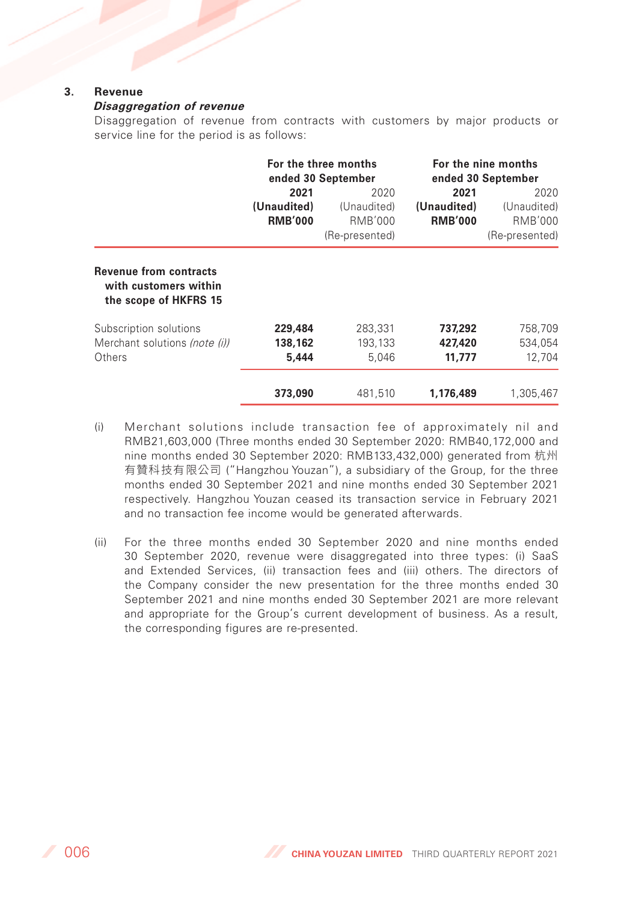### 3. Revenue

***Disaggregation of revenue***

Disaggregation of revenue from contracts with customers by major products or service line for the period is as follows:

| | For the three months ended 30 September | | For the nine months ended 30 September | |
|---|---|---|---|---|
| | **2021** | 2020 | **2021** | 2020 |
| | **(Unaudited)** | (Unaudited) | **(Unaudited)** | (Unaudited) |
| | **RMB'000** | RMB'000 | **RMB'000** | RMB'000 |
| | | (Re-presented) | | (Re-presented) |
| **Revenue from contracts with customers within the scope of HKFRS 15** | | | | |
| Subscription solutions | **229,484** | 283,331 | **737,292** | 758,709 |
| Merchant solutions *(note (i))* | **138,162** | 193,133 | **427,420** | 534,054 |
| Others | **5,444** | 5,046 | **11,777** | 12,704 |
| | **373,090** | 481,510 | **1,176,489** | 1,305,467 |

(i) Merchant solutions include transaction fee of approximately nil and RMB21,603,000 (Three months ended 30 September 2020: RMB40,172,000 and nine months ended 30 September 2020: RMB133,432,000) generated from 杭州有贊科技有限公司 ("Hangzhou Youzan"), a subsidiary of the Group, for the three months ended 30 September 2021 and nine months ended 30 September 2021 respectively. Hangzhou Youzan ceased its transaction service in February 2021 and no transaction fee income would be generated afterwards.

(ii) For the three months ended 30 September 2020 and nine months ended 30 September 2020, revenue were disaggregated into three types: (i) SaaS and Extended Services, (ii) transaction fees and (iii) others. The directors of the Company consider the new presentation for the three months ended 30 September 2021 and nine months ended 30 September 2021 are more relevant and appropriate for the Group's current development of business. As a result, the corresponding figures are re-presented.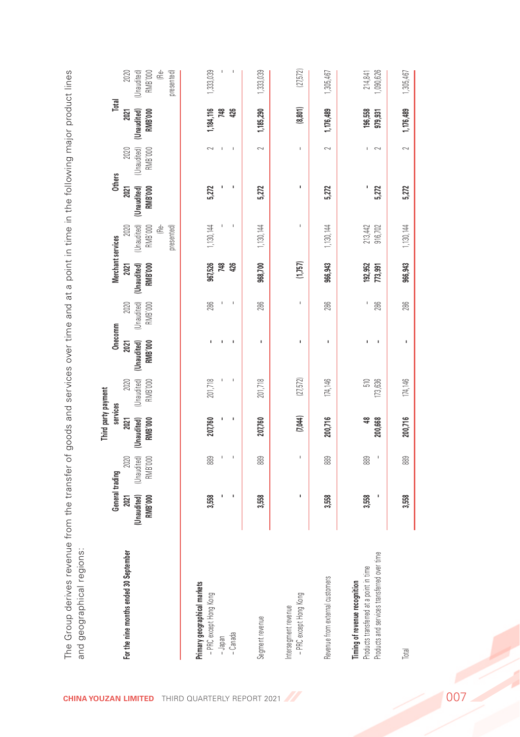The Group derives revenue from the transfer of goods and services over time and at a point in time in the following major product lines and geographical regions:

| For the nine months ended 30 September | General trading | | Third party payment services | | Onecomm | | Merchant services | | Others | | Total | |
|---|---|---|---|---|---|---|---|---|---|---|---|---|
| | 2021 (Unaudited) RMB'000 | 2020 (Unaudited) RMB'000 | 2021 (Unaudited) RMB'000 | 2020 (Unaudited) RMB'000 | 2021 (Unaudited) RMB'000 | 2020 (Unaudited) RMB'000 | 2021 (Unaudited) RMB'000 | 2020 (Unaudited) RMB'000 (Re-presented) | 2021 (Unaudited) RMB'000 | 2020 (Unaudited) RMB'000 | 2021 (Unaudited) RMB'000 | 2020 (Unaudited) RMB'000 (Re-presented) |
| **Primary geographical markets** | | | | | | | | | | | | |
| – PRC except Hong Kong | 3,558 | 889 | 207,760 | 201,718 | - | 286 | 967,526 | 1,130,144 | 5,272 | 2 | 1,184,116 | 1,333,039 |
| – Japan | - | - | - | - | - | - | 748 | - | - | - | 748 | - |
| – Canada | - | - | - | - | - | - | 426 | - | - | - | 426 | - |
| Segment revenue | 3,558 | 889 | 207,760 | 201,718 | - | 286 | 968,700 | 1,130,144 | 5,272 | 2 | 1,185,290 | 1,333,039 |
| Intersegment revenue | | | | | | | | | | | | |
| – PRC except Hong Kong | - | - | (7,044) | (27,572) | - | - | (1,757) | - | - | - | (8,801) | (27,572) |
| Revenue from external customers | 3,558 | 889 | 200,716 | 174,146 | - | 286 | 966,943 | 1,130,144 | 5,272 | 2 | 1,176,489 | 1,305,467 |
| **Timing of revenue recognition** | | | | | | | | | | | | |
| Products transferred at a point in time | 3,558 | 889 | 48 | 510 | - | - | 192,952 | 213,442 | - | - | 196,558 | 214,841 |
| Products and services transferred over time | - | - | 200,668 | 173,636 | - | 286 | 773,991 | 916,702 | 5,272 | 2 | 979,931 | 1,090,626 |
| Total | 3,558 | 889 | 200,716 | 174,146 | - | 286 | 966,943 | 1,130,144 | 5,272 | 2 | 1,176,489 | 1,305,467 |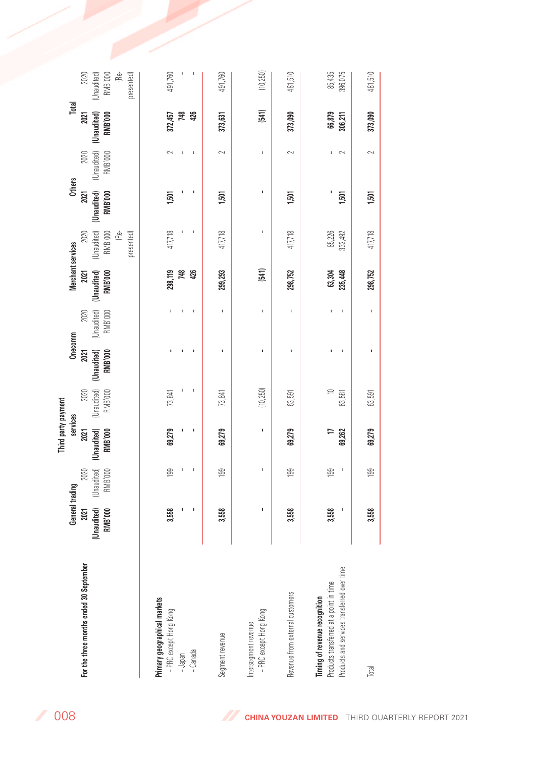| For the three months ended 30 September | General trading | | Third party payment services | | Onecomm | | Merchant services | | Others | | Total | |
|---|---|---|---|---|---|---|---|---|---|---|---|---|
| | 2021 (Unaudited) RMB'000 | 2020 (Unaudited) RMB'000 | 2021 (Unaudited) RMB'000 | 2020 (Unaudited) RMB'000 | 2021 (Unaudited) RMB'000 | 2020 (Unaudited) RMB'000 | 2021 (Unaudited) RMB'000 | 2020 (Unaudited) RMB'000 (Re-presented) | 2021 (Unaudited) RMB'000 | 2020 (Unaudited) RMB'000 | 2021 (Unaudited) RMB'000 | 2020 (Unaudited) RMB'000 (Re-presented) |
| **Primary geographical markets** | | | | | | | | | | | | |
| – PRC except Hong Kong | 3,558 | 199 | 69,279 | 73,841 | – | – | 298,119 | 417,718 | 1,501 | 2 | 372,457 | 491,760 |
| – Japan | – | – | – | – | – | – | 748 | – | – | – | 748 | – |
| – Canada | – | – | – | – | – | – | 426 | – | – | – | 426 | – |
| Segment revenue | 3,558 | 199 | 69,279 | 73,841 | – | – | 299,293 | 417,718 | 1,501 | 2 | 373,631 | 491,760 |
| Intersegment revenue | | | | | | | | | | | | |
| – PRC except Hong Kong | – | – | – | (10,250) | – | – | (541) | – | – | – | (541) | (10,250) |
| Revenue from external customers | 3,558 | 199 | 69,279 | 63,591 | – | – | 298,752 | 417,718 | 1,501 | 2 | 373,090 | 481,510 |
| **Timing of revenue recognition** | | | | | | | | | | | | |
| Products transferred at a point in time | 3,558 | 199 | 17 | 10 | – | – | 63,304 | 85,226 | – | – | 66,879 | 85,435 |
| Products and services transferred over time | – | – | 69,262 | 63,581 | – | – | 235,448 | 332,492 | 1,501 | 2 | 306,211 | 396,075 |
| Total | 3,558 | 199 | 69,279 | 63,591 | – | – | 298,752 | 417,718 | 1,501 | 2 | 373,090 | 481,510 |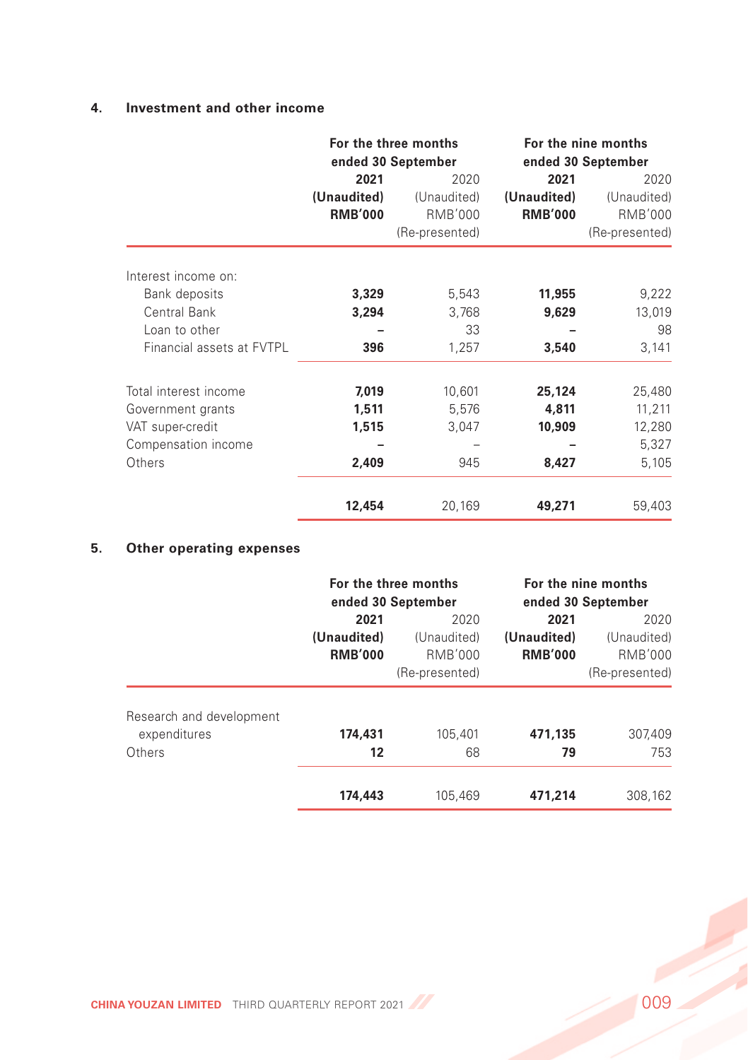## 4. Investment and other income

| | For the three months ended 30 September | | For the nine months ended 30 September | |
|---|---|---|---|---|
| | **2021** | 2020 | **2021** | 2020 |
| | **(Unaudited)** | (Unaudited) | **(Unaudited)** | (Unaudited) |
| | **RMB'000** | RMB'000 | **RMB'000** | RMB'000 |
| | | (Re-presented) | | (Re-presented) |
| Interest income on: | | | | |
| Bank deposits | **3,329** | 5,543 | **11,955** | 9,222 |
| Central Bank | **3,294** | 3,768 | **9,629** | 13,019 |
| Loan to other | **–** | 33 | **–** | 98 |
| Financial assets at FVTPL | **396** | 1,257 | **3,540** | 3,141 |
| Total interest income | **7,019** | 10,601 | **25,124** | 25,480 |
| Government grants | **1,511** | 5,576 | **4,811** | 11,211 |
| VAT super-credit | **1,515** | 3,047 | **10,909** | 12,280 |
| Compensation income | **–** | – | **–** | 5,327 |
| Others | **2,409** | 945 | **8,427** | 5,105 |
| | **12,454** | 20,169 | **49,271** | 59,403 |

## 5. Other operating expenses

| | For the three months ended 30 September | | For the nine months ended 30 September | |
|---|---|---|---|---|
| | **2021** | 2020 | **2021** | 2020 |
| | **(Unaudited)** | (Unaudited) | **(Unaudited)** | (Unaudited) |
| | **RMB'000** | RMB'000 | **RMB'000** | RMB'000 |
| | | (Re-presented) | | (Re-presented) |
| Research and development expenditures | **174,431** | 105,401 | **471,135** | 307,409 |
| Others | **12** | 68 | **79** | 753 |
| | **174,443** | 105,469 | **471,214** | 308,162 |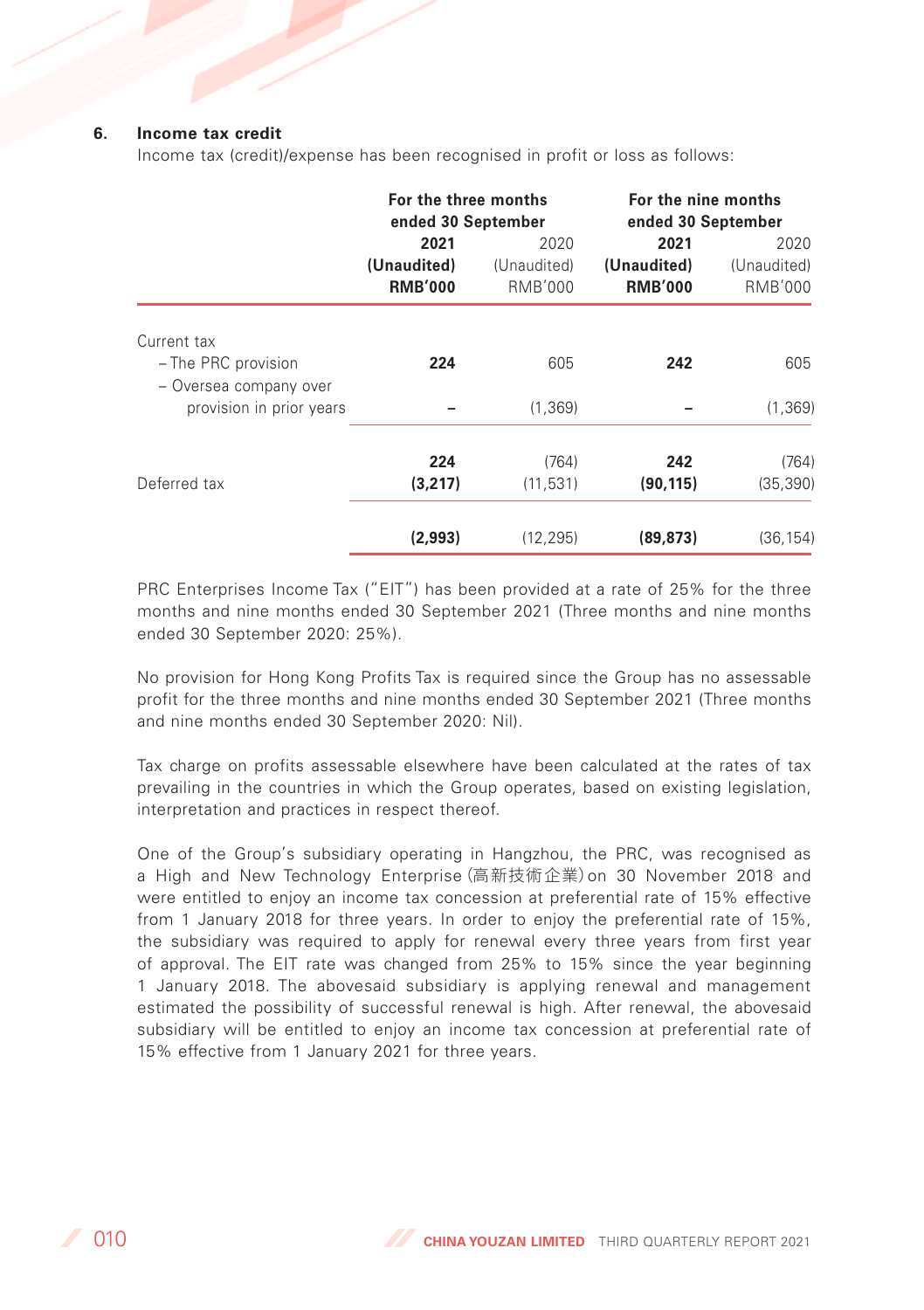## 6. Income tax credit

Income tax (credit)/expense has been recognised in profit or loss as follows:

| | For the three months ended 30 September | | For the nine months ended 30 September | |
|---|---|---|---|---|
| | **2021** | 2020 | **2021** | 2020 |
| | **(Unaudited)** | (Unaudited) | **(Unaudited)** | (Unaudited) |
| | **RMB'000** | RMB'000 | **RMB'000** | RMB'000 |
| Current tax | | | | |
| – The PRC provision | **224** | 605 | **242** | 605 |
| – Oversea company over provision in prior years | **–** | (1,369) | **–** | (1,369) |
| | **224** | (764) | **242** | (764) |
| Deferred tax | **(3,217)** | (11,531) | **(90,115)** | (35,390) |
| | **(2,993)** | (12,295) | **(89,873)** | (36,154) |

PRC Enterprises Income Tax ("EIT") has been provided at a rate of 25% for the three months and nine months ended 30 September 2021 (Three months and nine months ended 30 September 2020: 25%).

No provision for Hong Kong Profits Tax is required since the Group has no assessable profit for the three months and nine months ended 30 September 2021 (Three months and nine months ended 30 September 2020: Nil).

Tax charge on profits assessable elsewhere have been calculated at the rates of tax prevailing in the countries in which the Group operates, based on existing legislation, interpretation and practices in respect thereof.

One of the Group's subsidiary operating in Hangzhou, the PRC, was recognised as a High and New Technology Enterprise (高新技術企業) on 30 November 2018 and were entitled to enjoy an income tax concession at preferential rate of 15% effective from 1 January 2018 for three years. In order to enjoy the preferential rate of 15%, the subsidiary was required to apply for renewal every three years from first year of approval. The EIT rate was changed from 25% to 15% since the year beginning 1 January 2018. The abovesaid subsidiary is applying renewal and management estimated the possibility of successful renewal is high. After renewal, the abovesaid subsidiary will be entitled to enjoy an income tax concession at preferential rate of 15% effective from 1 January 2021 for three years.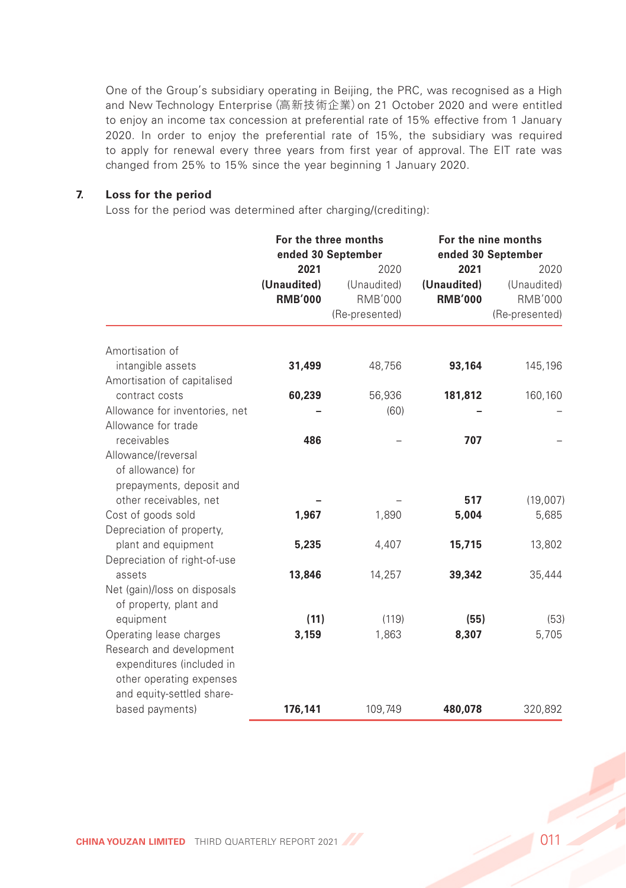One of the Group's subsidiary operating in Beijing, the PRC, was recognised as a High and New Technology Enterprise (高新技術企業) on 21 October 2020 and were entitled to enjoy an income tax concession at preferential rate of 15% effective from 1 January 2020. In order to enjoy the preferential rate of 15%, the subsidiary was required to apply for renewal every three years from first year of approval. The EIT rate was changed from 25% to 15% since the year beginning 1 January 2020.

## 7. Loss for the period

Loss for the period was determined after charging/(crediting):

| | For the three months ended 30 September | | For the nine months ended 30 September | |
|---|---|---|---|---|
| | **2021** | 2020 | **2021** | 2020 |
| | **(Unaudited)** | (Unaudited) | **(Unaudited)** | (Unaudited) |
| | **RMB'000** | RMB'000 | **RMB'000** | RMB'000 |
| | | (Re-presented) | | (Re-presented) |
| Amortisation of intangible assets | **31,499** | 48,756 | **93,164** | 145,196 |
| Amortisation of capitalised contract costs | **60,239** | 56,936 | **181,812** | 160,160 |
| Allowance for inventories, net | **–** | (60) | **–** | – |
| Allowance for trade receivables | **486** | – | **707** | – |
| Allowance/(reversal of allowance) for prepayments, deposit and other receivables, net | **–** | – | **517** | (19,007) |
| Cost of goods sold | **1,967** | 1,890 | **5,004** | 5,685 |
| Depreciation of property, plant and equipment | **5,235** | 4,407 | **15,715** | 13,802 |
| Depreciation of right-of-use assets | **13,846** | 14,257 | **39,342** | 35,444 |
| Net (gain)/loss on disposals of property, plant and equipment | **(11)** | (119) | **(55)** | (53) |
| Operating lease charges | **3,159** | 1,863 | **8,307** | 5,705 |
| Research and development expenditures (included in other operating expenses and equity-settled share-based payments) | **176,141** | 109,749 | **480,078** | 320,892 |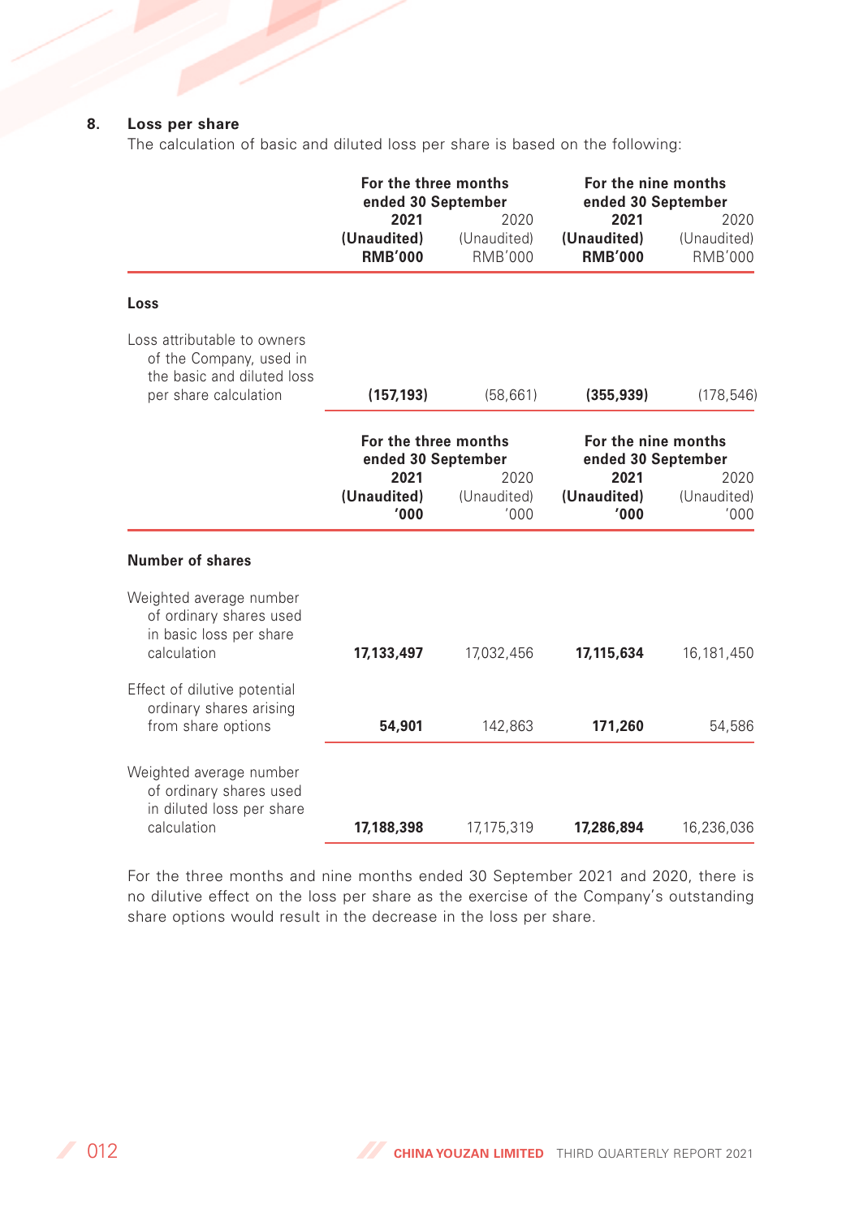## 8. Loss per share

The calculation of basic and diluted loss per share is based on the following:

| | For the three months ended 30 September | | For the nine months ended 30 September | |
|---|---|---|---|---|
| | **2021** | 2020 | **2021** | 2020 |
| | **(Unaudited)** | (Unaudited) | **(Unaudited)** | (Unaudited) |
| | **RMB'000** | RMB'000 | **RMB'000** | RMB'000 |
| **Loss** | | | | |
| Loss attributable to owners of the Company, used in the basic and diluted loss per share calculation | **(157,193)** | (58,661) | **(355,939)** | (178,546) |

| | For the three months ended 30 September | | For the nine months ended 30 September | |
|---|---|---|---|---|
| | **2021** | 2020 | **2021** | 2020 |
| | **(Unaudited)** | (Unaudited) | **(Unaudited)** | (Unaudited) |
| | **'000** | '000 | **'000** | '000 |
| **Number of shares** | | | | |
| Weighted average number of ordinary shares used in basic loss per share calculation | **17,133,497** | 17,032,456 | **17,115,634** | 16,181,450 |
| Effect of dilutive potential ordinary shares arising from share options | **54,901** | 142,863 | **171,260** | 54,586 |
| Weighted average number of ordinary shares used in diluted loss per share calculation | **17,188,398** | 17,175,319 | **17,286,894** | 16,236,036 |

For the three months and nine months ended 30 September 2021 and 2020, there is no dilutive effect on the loss per share as the exercise of the Company's outstanding share options would result in the decrease in the loss per share.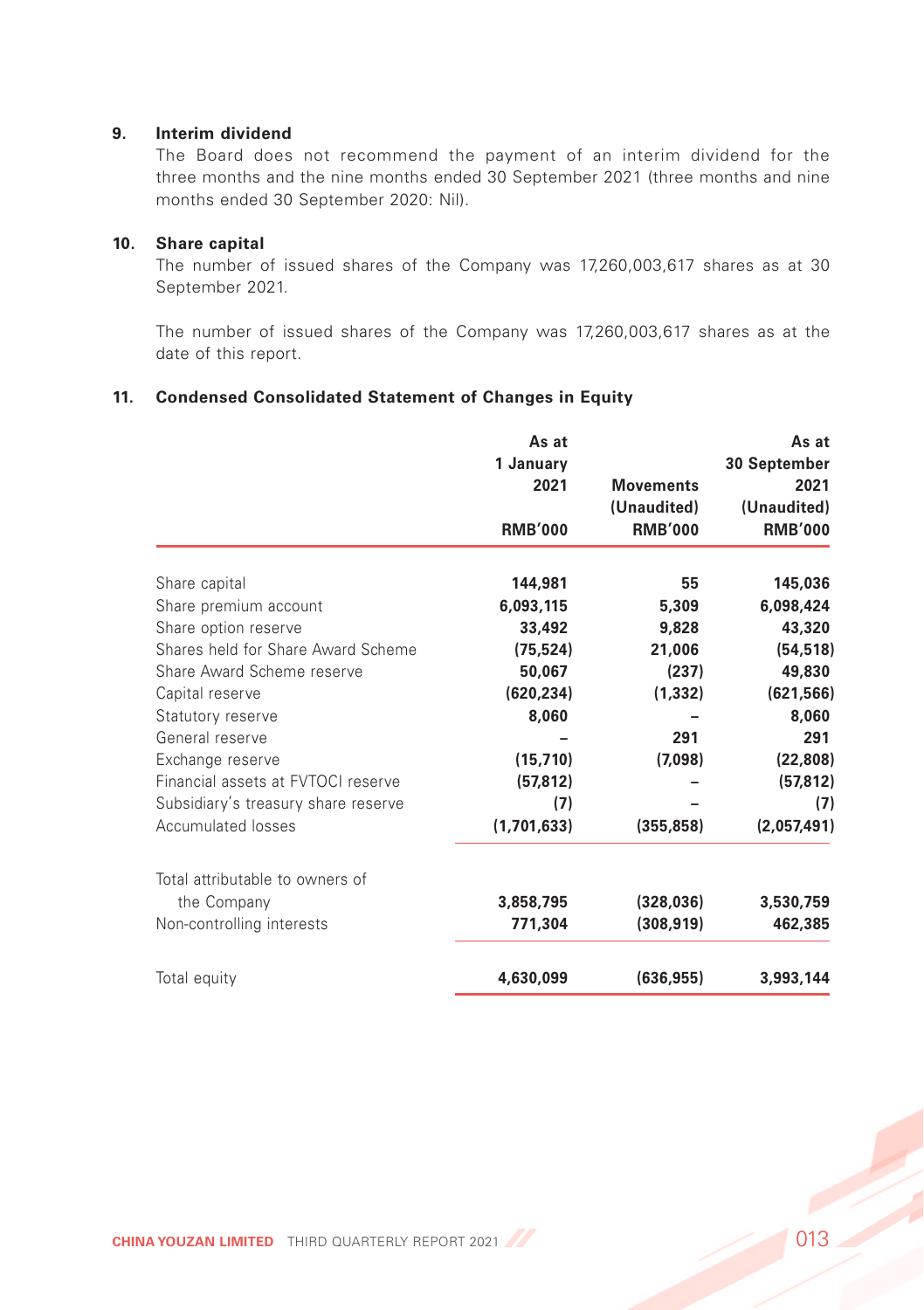### 9. Interim dividend

The Board does not recommend the payment of an interim dividend for the three months and the nine months ended 30 September 2021 (three months and nine months ended 30 September 2020: Nil).

### 10. Share capital

The number of issued shares of the Company was 17,260,003,617 shares as at 30 September 2021.

The number of issued shares of the Company was 17,260,003,617 shares as at the date of this report.

### 11. Condensed Consolidated Statement of Changes in Equity

| | As at 1 January 2021 RMB'000 | Movements (Unaudited) RMB'000 | As at 30 September 2021 (Unaudited) RMB'000 |
|---|---|---|---|
| Share capital | 144,981 | 55 | 145,036 |
| Share premium account | 6,093,115 | 5,309 | 6,098,424 |
| Share option reserve | 33,492 | 9,828 | 43,320 |
| Shares held for Share Award Scheme | (75,524) | 21,006 | (54,518) |
| Share Award Scheme reserve | 50,067 | (237) | 49,830 |
| Capital reserve | (620,234) | (1,332) | (621,566) |
| Statutory reserve | 8,060 | – | 8,060 |
| General reserve | – | 291 | 291 |
| Exchange reserve | (15,710) | (7,098) | (22,808) |
| Financial assets at FVTOCI reserve | (57,812) | – | (57,812) |
| Subsidiary's treasury share reserve | (7) | – | (7) |
| Accumulated losses | (1,701,633) | (355,858) | (2,057,491) |
| Total attributable to owners of the Company | 3,858,795 | (328,036) | 3,530,759 |
| Non-controlling interests | 771,304 | (308,919) | 462,385 |
| Total equity | 4,630,099 | (636,955) | 3,993,144 |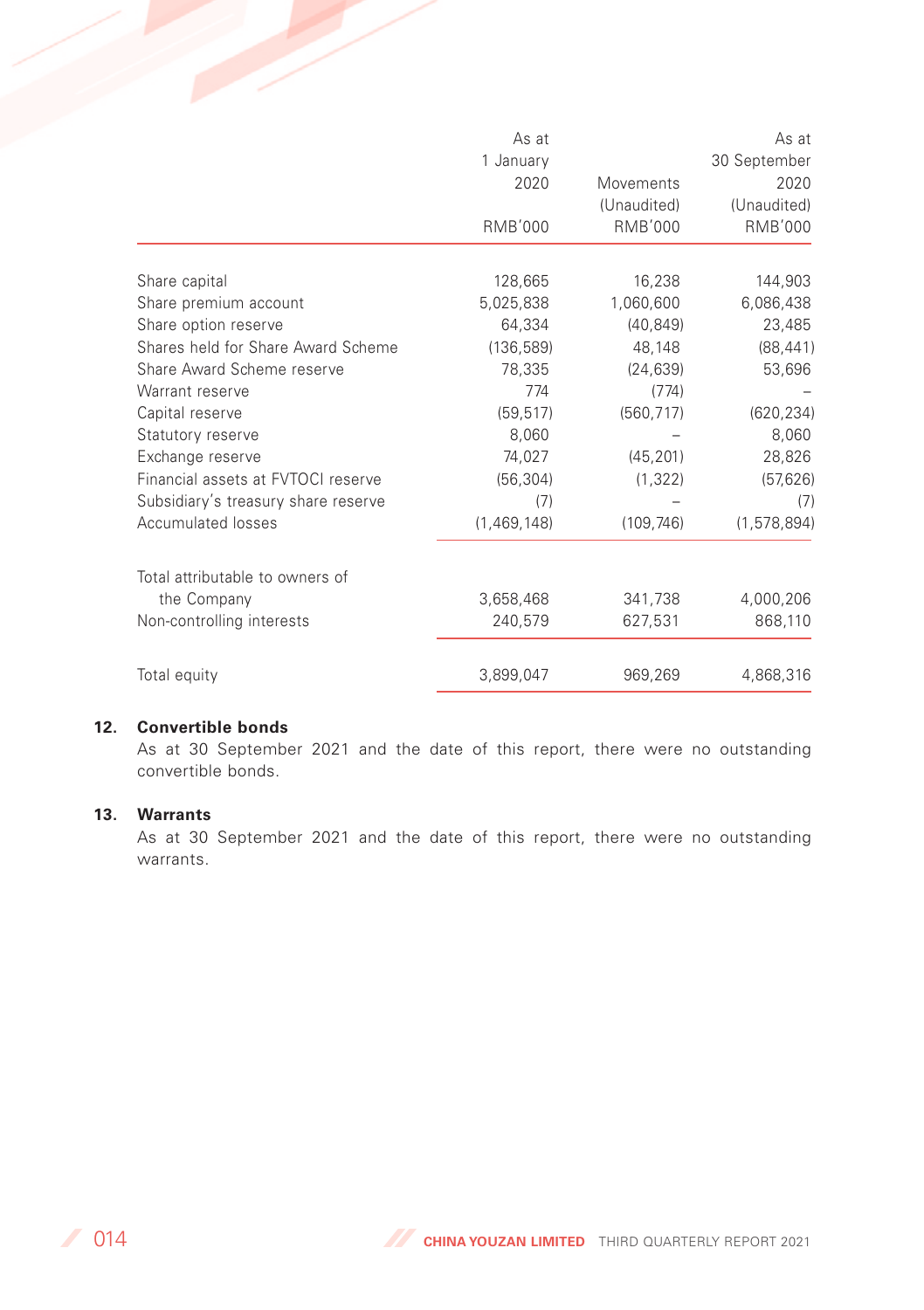| | As at 1 January 2020 | Movements (Unaudited) | As at 30 September 2020 (Unaudited) |
|---|---|---|---|
| | RMB'000 | RMB'000 | RMB'000 |
| Share capital | 128,665 | 16,238 | 144,903 |
| Share premium account | 5,025,838 | 1,060,600 | 6,086,438 |
| Share option reserve | 64,334 | (40,849) | 23,485 |
| Shares held for Share Award Scheme | (136,589) | 48,148 | (88,441) |
| Share Award Scheme reserve | 78,335 | (24,639) | 53,696 |
| Warrant reserve | 774 | (774) | – |
| Capital reserve | (59,517) | (560,717) | (620,234) |
| Statutory reserve | 8,060 | – | 8,060 |
| Exchange reserve | 74,027 | (45,201) | 28,826 |
| Financial assets at FVTOCI reserve | (56,304) | (1,322) | (57,626) |
| Subsidiary's treasury share reserve | (7) | – | (7) |
| Accumulated losses | (1,469,148) | (109,746) | (1,578,894) |
| Total attributable to owners of the Company | 3,658,468 | 341,738 | 4,000,206 |
| Non-controlling interests | 240,579 | 627,531 | 868,110 |
| Total equity | 3,899,047 | 969,269 | 4,868,316 |

## 12. Convertible bonds

As at 30 September 2021 and the date of this report, there were no outstanding convertible bonds.

## 13. Warrants

As at 30 September 2021 and the date of this report, there were no outstanding warrants.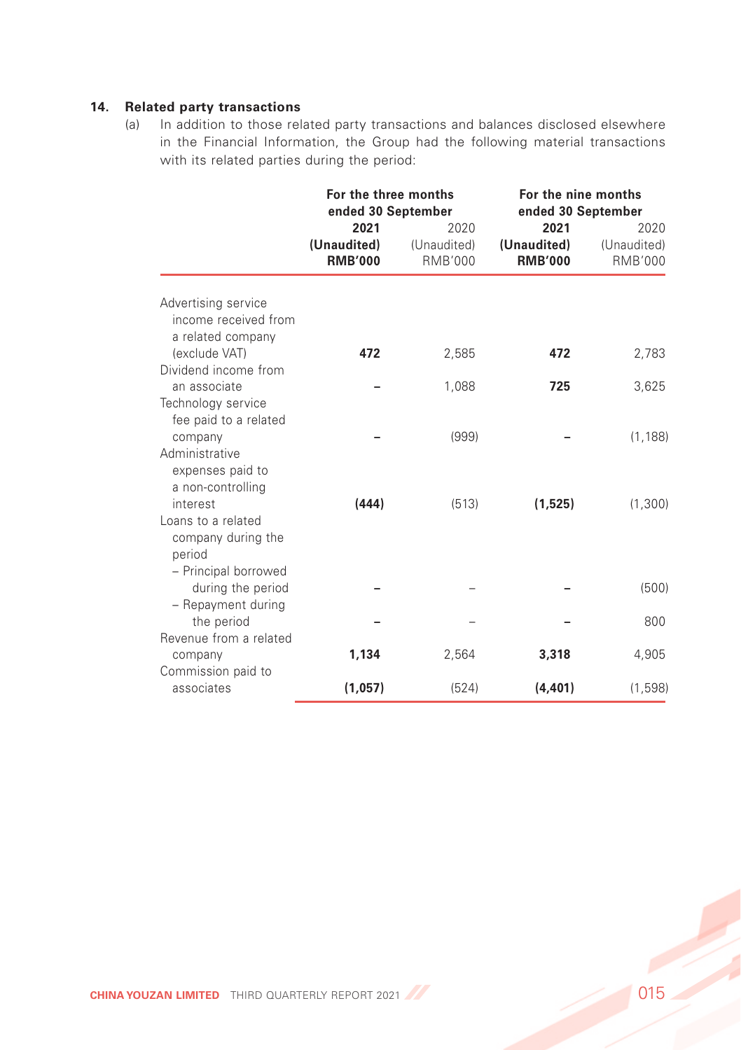## 14. Related party transactions

(a) In addition to those related party transactions and balances disclosed elsewhere in the Financial Information, the Group had the following material transactions with its related parties during the period:

| | For the three months ended 30 September | | For the nine months ended 30 September | |
|---|---|---|---|---|
| | **2021 (Unaudited) RMB'000** | 2020 (Unaudited) RMB'000 | **2021 (Unaudited) RMB'000** | 2020 (Unaudited) RMB'000 |
| Advertising service income received from a related company (exclude VAT) | **472** | 2,585 | **472** | 2,783 |
| Dividend income from an associate | **–** | 1,088 | **725** | 3,625 |
| Technology service fee paid to a related company | **–** | (999) | **–** | (1,188) |
| Administrative expenses paid to a non-controlling interest | **(444)** | (513) | **(1,525)** | (1,300) |
| Loans to a related company during the period | | | | |
| – Principal borrowed during the period | **–** | – | **–** | (500) |
| – Repayment during the period | **–** | – | **–** | 800 |
| Revenue from a related company | **1,134** | 2,564 | **3,318** | 4,905 |
| Commission paid to associates | **(1,057)** | (524) | **(4,401)** | (1,598) |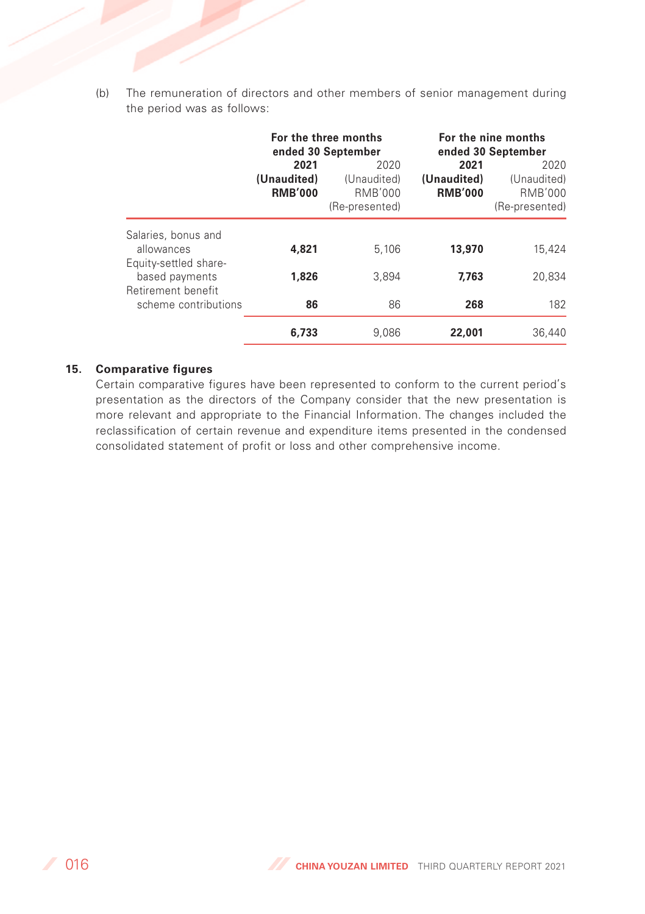(b) The remuneration of directors and other members of senior management during the period was as follows:

| | For the three months ended 30 September | | For the nine months ended 30 September | |
|---|---|---|---|---|
| | **2021** | 2020 | **2021** | 2020 |
| | **(Unaudited)** | (Unaudited) | **(Unaudited)** | (Unaudited) |
| | **RMB'000** | RMB'000 | **RMB'000** | RMB'000 |
| | | (Re-presented) | | (Re-presented) |
| Salaries, bonus and allowances | **4,821** | 5,106 | **13,970** | 15,424 |
| Equity-settled share-based payments | **1,826** | 3,894 | **7,763** | 20,834 |
| Retirement benefit scheme contributions | **86** | 86 | **268** | 182 |
| | **6,733** | 9,086 | **22,001** | 36,440 |

## 15. Comparative figures

Certain comparative figures have been represented to conform to the current period's presentation as the directors of the Company consider that the new presentation is more relevant and appropriate to the Financial Information. The changes included the reclassification of certain revenue and expenditure items presented in the condensed consolidated statement of profit or loss and other comprehensive income.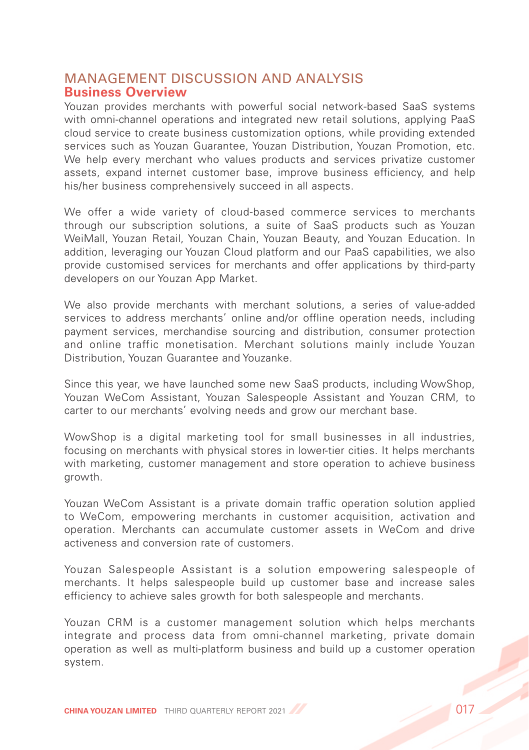# MANAGEMENT DISCUSSION AND ANALYSIS

## Business Overview

Youzan provides merchants with powerful social network-based SaaS systems with omni-channel operations and integrated new retail solutions, applying PaaS cloud service to create business customization options, while providing extended services such as Youzan Guarantee, Youzan Distribution, Youzan Promotion, etc. We help every merchant who values products and services privatize customer assets, expand internet customer base, improve business efficiency, and help his/her business comprehensively succeed in all aspects.

We offer a wide variety of cloud-based commerce services to merchants through our subscription solutions, a suite of SaaS products such as Youzan WeiMall, Youzan Retail, Youzan Chain, Youzan Beauty, and Youzan Education. In addition, leveraging our Youzan Cloud platform and our PaaS capabilities, we also provide customised services for merchants and offer applications by third-party developers on our Youzan App Market.

We also provide merchants with merchant solutions, a series of value-added services to address merchants' online and/or offline operation needs, including payment services, merchandise sourcing and distribution, consumer protection and online traffic monetisation. Merchant solutions mainly include Youzan Distribution, Youzan Guarantee and Youzanke.

Since this year, we have launched some new SaaS products, including WowShop, Youzan WeCom Assistant, Youzan Salespeople Assistant and Youzan CRM, to carter to our merchants' evolving needs and grow our merchant base.

WowShop is a digital marketing tool for small businesses in all industries, focusing on merchants with physical stores in lower-tier cities. It helps merchants with marketing, customer management and store operation to achieve business growth.

Youzan WeCom Assistant is a private domain traffic operation solution applied to WeCom, empowering merchants in customer acquisition, activation and operation. Merchants can accumulate customer assets in WeCom and drive activeness and conversion rate of customers.

Youzan Salespeople Assistant is a solution empowering salespeople of merchants. It helps salespeople build up customer base and increase sales efficiency to achieve sales growth for both salespeople and merchants.

Youzan CRM is a customer management solution which helps merchants integrate and process data from omni-channel marketing, private domain operation as well as multi-platform business and build up a customer operation system.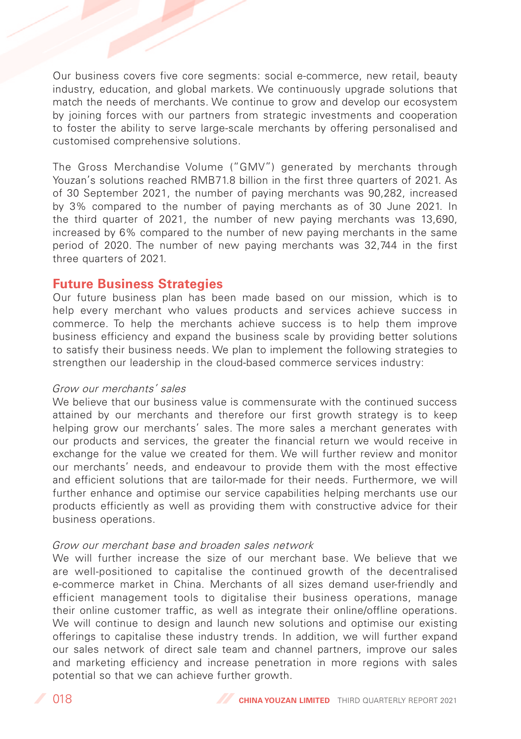Our business covers five core segments: social e-commerce, new retail, beauty industry, education, and global markets. We continuously upgrade solutions that match the needs of merchants. We continue to grow and develop our ecosystem by joining forces with our partners from strategic investments and cooperation to foster the ability to serve large-scale merchants by offering personalised and customised comprehensive solutions.

The Gross Merchandise Volume ("GMV") generated by merchants through Youzan's solutions reached RMB71.8 billion in the first three quarters of 2021. As of 30 September 2021, the number of paying merchants was 90,282, increased by 3% compared to the number of paying merchants as of 30 June 2021. In the third quarter of 2021, the number of new paying merchants was 13,690, increased by 6% compared to the number of new paying merchants in the same period of 2020. The number of new paying merchants was 32,744 in the first three quarters of 2021.

## Future Business Strategies

Our future business plan has been made based on our mission, which is to help every merchant who values products and services achieve success in commerce. To help the merchants achieve success is to help them improve business efficiency and expand the business scale by providing better solutions to satisfy their business needs. We plan to implement the following strategies to strengthen our leadership in the cloud-based commerce services industry:

*Grow our merchants' sales*

We believe that our business value is commensurate with the continued success attained by our merchants and therefore our first growth strategy is to keep helping grow our merchants' sales. The more sales a merchant generates with our products and services, the greater the financial return we would receive in exchange for the value we created for them. We will further review and monitor our merchants' needs, and endeavour to provide them with the most effective and efficient solutions that are tailor-made for their needs. Furthermore, we will further enhance and optimise our service capabilities helping merchants use our products efficiently as well as providing them with constructive advice for their business operations.

*Grow our merchant base and broaden sales network*

We will further increase the size of our merchant base. We believe that we are well-positioned to capitalise the continued growth of the decentralised e-commerce market in China. Merchants of all sizes demand user-friendly and efficient management tools to digitalise their business operations, manage their online customer traffic, as well as integrate their online/offline operations. We will continue to design and launch new solutions and optimise our existing offerings to capitalise these industry trends. In addition, we will further expand our sales network of direct sale team and channel partners, improve our sales and marketing efficiency and increase penetration in more regions with sales potential so that we can achieve further growth.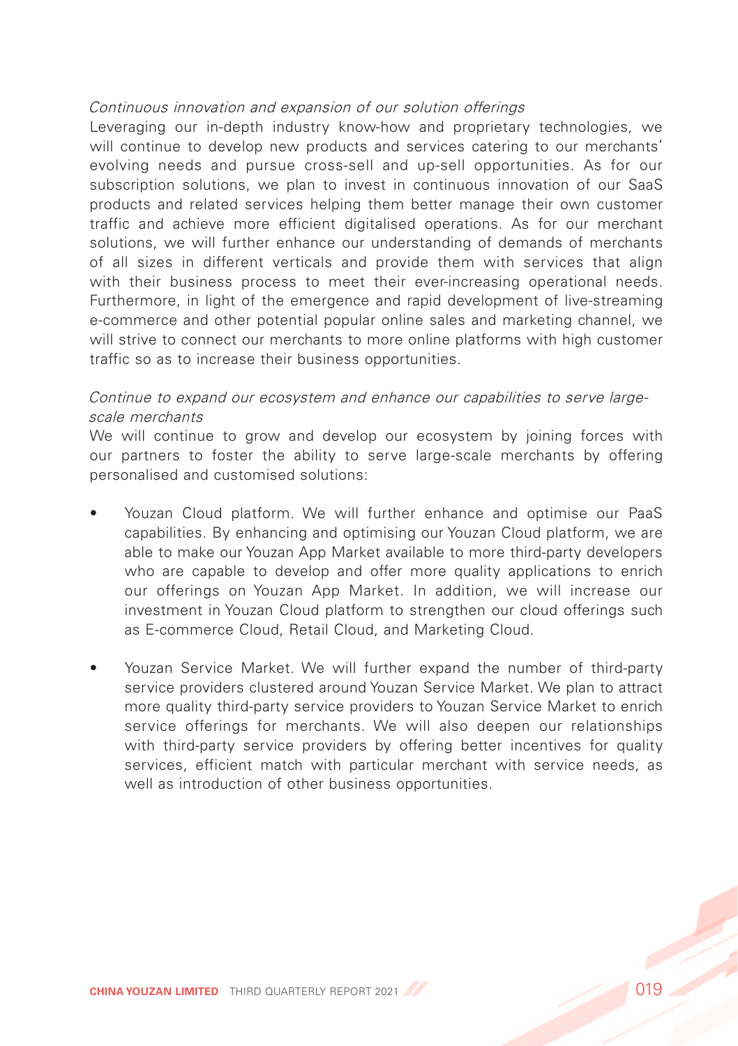*Continuous innovation and expansion of our solution offerings*

Leveraging our in-depth industry know-how and proprietary technologies, we will continue to develop new products and services catering to our merchants' evolving needs and pursue cross-sell and up-sell opportunities. As for our subscription solutions, we plan to invest in continuous innovation of our SaaS products and related services helping them better manage their own customer traffic and achieve more efficient digitalised operations. As for our merchant solutions, we will further enhance our understanding of demands of merchants of all sizes in different verticals and provide them with services that align with their business process to meet their ever-increasing operational needs. Furthermore, in light of the emergence and rapid development of live-streaming e-commerce and other potential popular online sales and marketing channel, we will strive to connect our merchants to more online platforms with high customer traffic so as to increase their business opportunities.

*Continue to expand our ecosystem and enhance our capabilities to serve large-scale merchants*

We will continue to grow and develop our ecosystem by joining forces with our partners to foster the ability to serve large-scale merchants by offering personalised and customised solutions:

- Youzan Cloud platform. We will further enhance and optimise our PaaS capabilities. By enhancing and optimising our Youzan Cloud platform, we are able to make our Youzan App Market available to more third-party developers who are capable to develop and offer more quality applications to enrich our offerings on Youzan App Market. In addition, we will increase our investment in Youzan Cloud platform to strengthen our cloud offerings such as E-commerce Cloud, Retail Cloud, and Marketing Cloud.

- Youzan Service Market. We will further expand the number of third-party service providers clustered around Youzan Service Market. We plan to attract more quality third-party service providers to Youzan Service Market to enrich service offerings for merchants. We will also deepen our relationships with third-party service providers by offering better incentives for quality services, efficient match with particular merchant with service needs, as well as introduction of other business opportunities.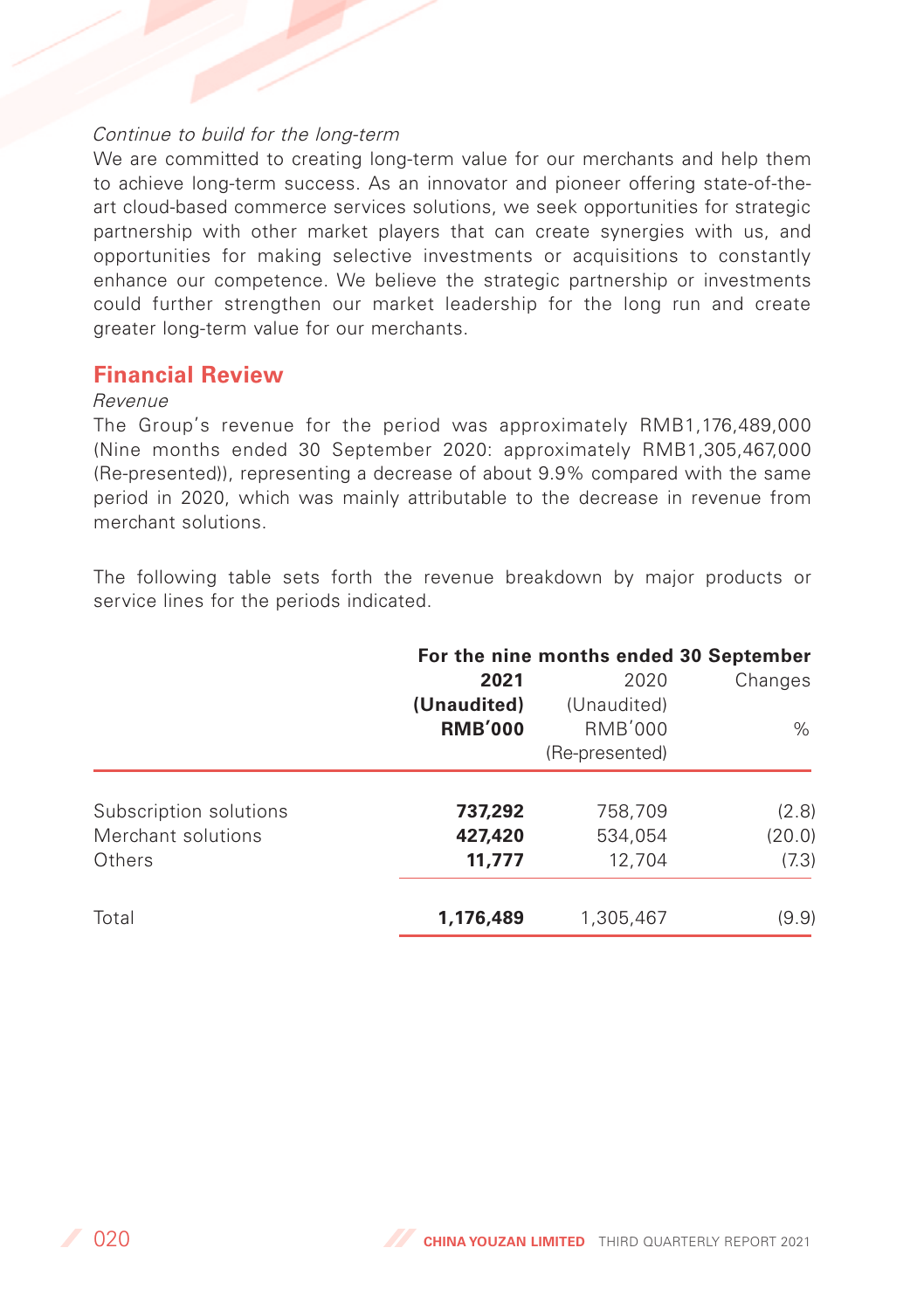*Continue to build for the long-term*

We are committed to creating long-term value for our merchants and help them to achieve long-term success. As an innovator and pioneer offering state-of-the-art cloud-based commerce services solutions, we seek opportunities for strategic partnership with other market players that can create synergies with us, and opportunities for making selective investments or acquisitions to constantly enhance our competence. We believe the strategic partnership or investments could further strengthen our market leadership for the long run and create greater long-term value for our merchants.

## Financial Review

*Revenue*

The Group's revenue for the period was approximately RMB1,176,489,000 (Nine months ended 30 September 2020: approximately RMB1,305,467,000 (Re-presented)), representing a decrease of about 9.9% compared with the same period in 2020, which was mainly attributable to the decrease in revenue from merchant solutions.

The following table sets forth the revenue breakdown by major products or service lines for the periods indicated.

| | **For the nine months ended 30 September** | | |
|---|---|---|---|
| | **2021** | 2020 | Changes |
| | **(Unaudited)** | (Unaudited) | |
| | **RMB'000** | RMB'000 | % |
| | | (Re-presented) | |
| Subscription solutions | **737,292** | 758,709 | (2.8) |
| Merchant solutions | **427,420** | 534,054 | (20.0) |
| Others | **11,777** | 12,704 | (7.3) |
| Total | **1,176,489** | 1,305,467 | (9.9) |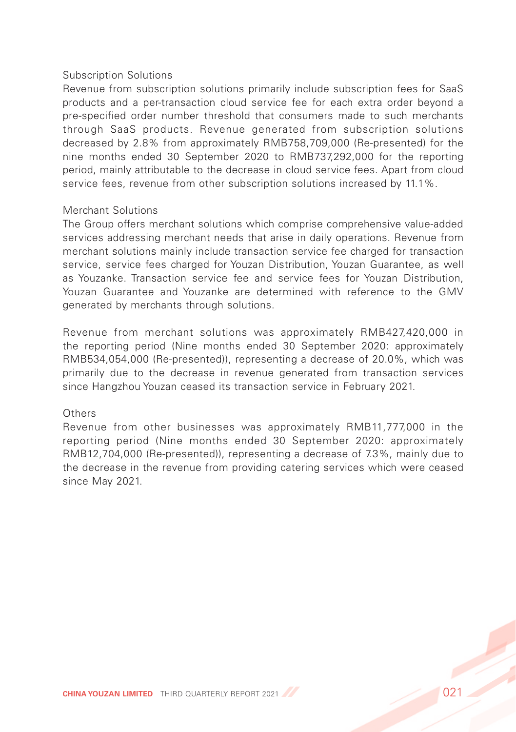### Subscription Solutions

Revenue from subscription solutions primarily include subscription fees for SaaS products and a per-transaction cloud service fee for each extra order beyond a pre-specified order number threshold that consumers made to such merchants through SaaS products. Revenue generated from subscription solutions decreased by 2.8% from approximately RMB758,709,000 (Re-presented) for the nine months ended 30 September 2020 to RMB737,292,000 for the reporting period, mainly attributable to the decrease in cloud service fees. Apart from cloud service fees, revenue from other subscription solutions increased by 11.1%.

### Merchant Solutions

The Group offers merchant solutions which comprise comprehensive value-added services addressing merchant needs that arise in daily operations. Revenue from merchant solutions mainly include transaction service fee charged for transaction service, service fees charged for Youzan Distribution, Youzan Guarantee, as well as Youzanke. Transaction service fee and service fees for Youzan Distribution, Youzan Guarantee and Youzanke are determined with reference to the GMV generated by merchants through solutions.

Revenue from merchant solutions was approximately RMB427,420,000 in the reporting period (Nine months ended 30 September 2020: approximately RMB534,054,000 (Re-presented)), representing a decrease of 20.0%, which was primarily due to the decrease in revenue generated from transaction services since Hangzhou Youzan ceased its transaction service in February 2021.

### Others

Revenue from other businesses was approximately RMB11,777,000 in the reporting period (Nine months ended 30 September 2020: approximately RMB12,704,000 (Re-presented)), representing a decrease of 7.3%, mainly due to the decrease in the revenue from providing catering services which were ceased since May 2021.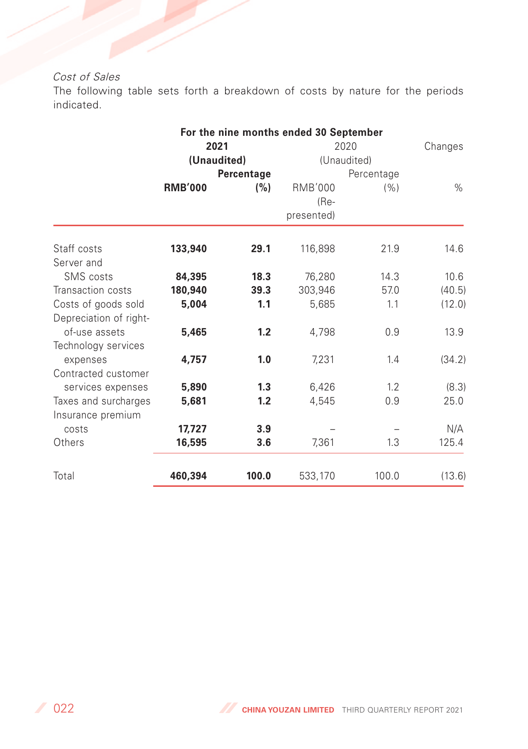*Cost of Sales*

The following table sets forth a breakdown of costs by nature for the periods indicated.

| | For the nine months ended 30 September | | | | |
|---|---|---|---|---|---|
| | **2021** | | 2020 | | Changes |
| | **(Unaudited)** | | (Unaudited) | | |
| | **RMB'000** | **Percentage (%)** | RMB'000 (Re-presented) | Percentage (%) | % |
| Staff costs | **133,940** | **29.1** | 116,898 | 21.9 | 14.6 |
| Server and SMS costs | **84,395** | **18.3** | 76,280 | 14.3 | 10.6 |
| Transaction costs | **180,940** | **39.3** | 303,946 | 57.0 | (40.5) |
| Costs of goods sold | **5,004** | **1.1** | 5,685 | 1.1 | (12.0) |
| Depreciation of right-of-use assets | **5,465** | **1.2** | 4,798 | 0.9 | 13.9 |
| Technology services expenses | **4,757** | **1.0** | 7,231 | 1.4 | (34.2) |
| Contracted customer services expenses | **5,890** | **1.3** | 6,426 | 1.2 | (8.3) |
| Taxes and surcharges | **5,681** | **1.2** | 4,545 | 0.9 | 25.0 |
| Insurance premium costs | **17,727** | **3.9** | – | – | N/A |
| Others | **16,595** | **3.6** | 7,361 | 1.3 | 125.4 |
| Total | **460,394** | **100.0** | 533,170 | 100.0 | (13.6) |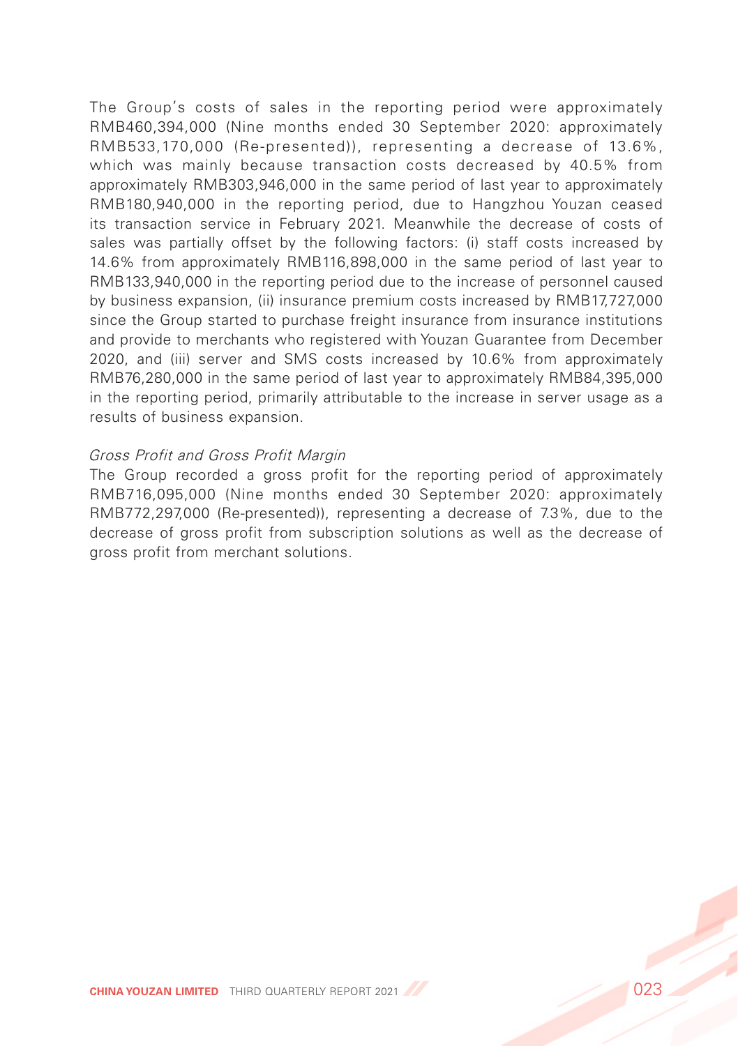The Group's costs of sales in the reporting period were approximately RMB460,394,000 (Nine months ended 30 September 2020: approximately RMB533,170,000 (Re-presented)), representing a decrease of 13.6%, which was mainly because transaction costs decreased by 40.5% from approximately RMB303,946,000 in the same period of last year to approximately RMB180,940,000 in the reporting period, due to Hangzhou Youzan ceased its transaction service in February 2021. Meanwhile the decrease of costs of sales was partially offset by the following factors: (i) staff costs increased by 14.6% from approximately RMB116,898,000 in the same period of last year to RMB133,940,000 in the reporting period due to the increase of personnel caused by business expansion, (ii) insurance premium costs increased by RMB17,727,000 since the Group started to purchase freight insurance from insurance institutions and provide to merchants who registered with Youzan Guarantee from December 2020, and (iii) server and SMS costs increased by 10.6% from approximately RMB76,280,000 in the same period of last year to approximately RMB84,395,000 in the reporting period, primarily attributable to the increase in server usage as a results of business expansion.

*Gross Profit and Gross Profit Margin*

The Group recorded a gross profit for the reporting period of approximately RMB716,095,000 (Nine months ended 30 September 2020: approximately RMB772,297,000 (Re-presented)), representing a decrease of 7.3%, due to the decrease of gross profit from subscription solutions as well as the decrease of gross profit from merchant solutions.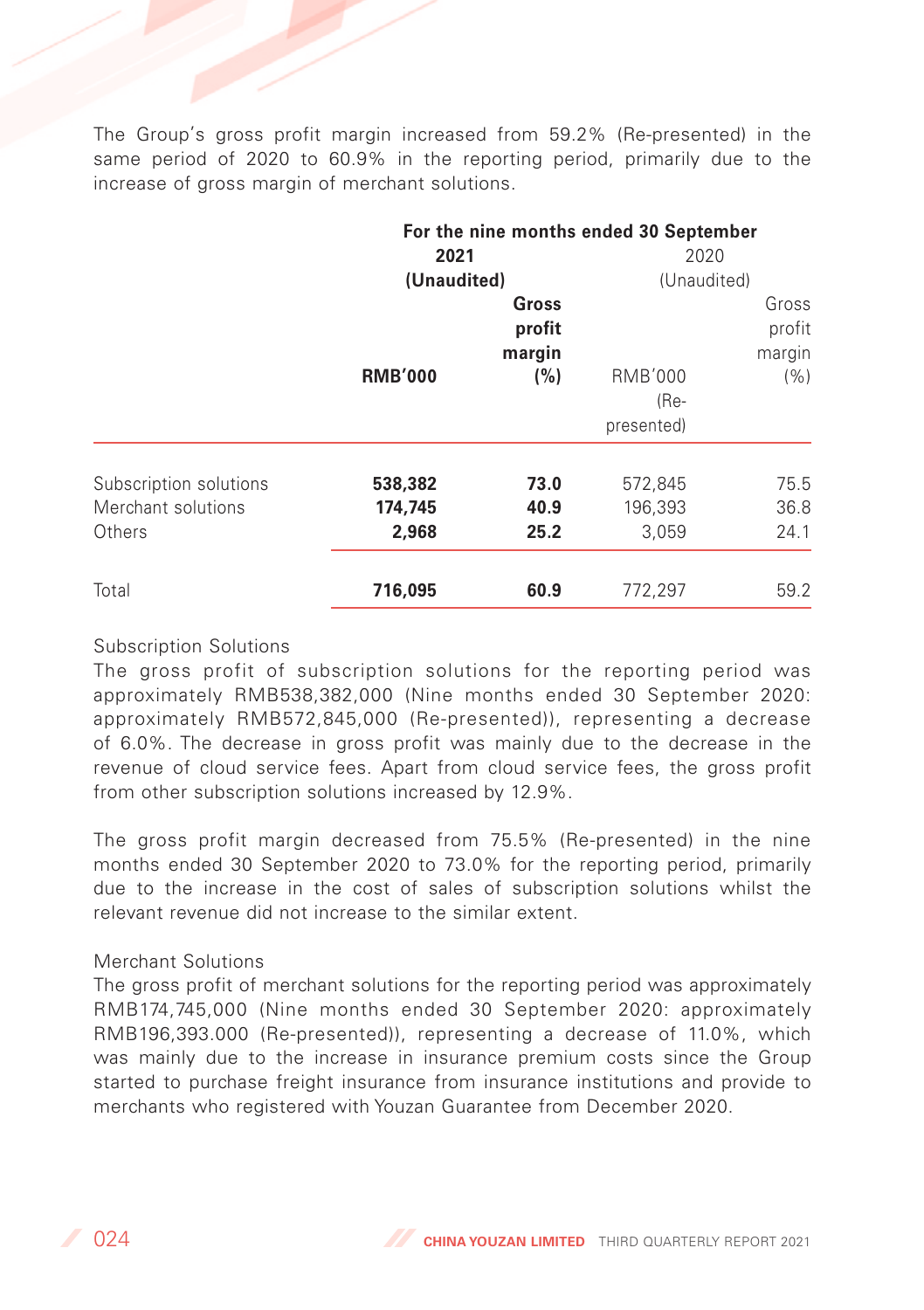The Group's gross profit margin increased from 59.2% (Re-presented) in the same period of 2020 to 60.9% in the reporting period, primarily due to the increase of gross margin of merchant solutions.

| | For the nine months ended 30 September | | | |
|---|---|---|---|---|
| | **2021** | | 2020 | |
| | **(Unaudited)** | | (Unaudited) | |
| | **RMB'000** | **Gross profit margin (%)** | RMB'000 (Re-presented) | Gross profit margin (%) |
| Subscription solutions | **538,382** | **73.0** | 572,845 | 75.5 |
| Merchant solutions | **174,745** | **40.9** | 196,393 | 36.8 |
| Others | **2,968** | **25.2** | 3,059 | 24.1 |
| Total | **716,095** | **60.9** | 772,297 | 59.2 |

Subscription Solutions

The gross profit of subscription solutions for the reporting period was approximately RMB538,382,000 (Nine months ended 30 September 2020: approximately RMB572,845,000 (Re-presented)), representing a decrease of 6.0%. The decrease in gross profit was mainly due to the decrease in the revenue of cloud service fees. Apart from cloud service fees, the gross profit from other subscription solutions increased by 12.9%.

The gross profit margin decreased from 75.5% (Re-presented) in the nine months ended 30 September 2020 to 73.0% for the reporting period, primarily due to the increase in the cost of sales of subscription solutions whilst the relevant revenue did not increase to the similar extent.

Merchant Solutions

The gross profit of merchant solutions for the reporting period was approximately RMB174,745,000 (Nine months ended 30 September 2020: approximately RMB196,393.000 (Re-presented)), representing a decrease of 11.0%, which was mainly due to the increase in insurance premium costs since the Group started to purchase freight insurance from insurance institutions and provide to merchants who registered with Youzan Guarantee from December 2020.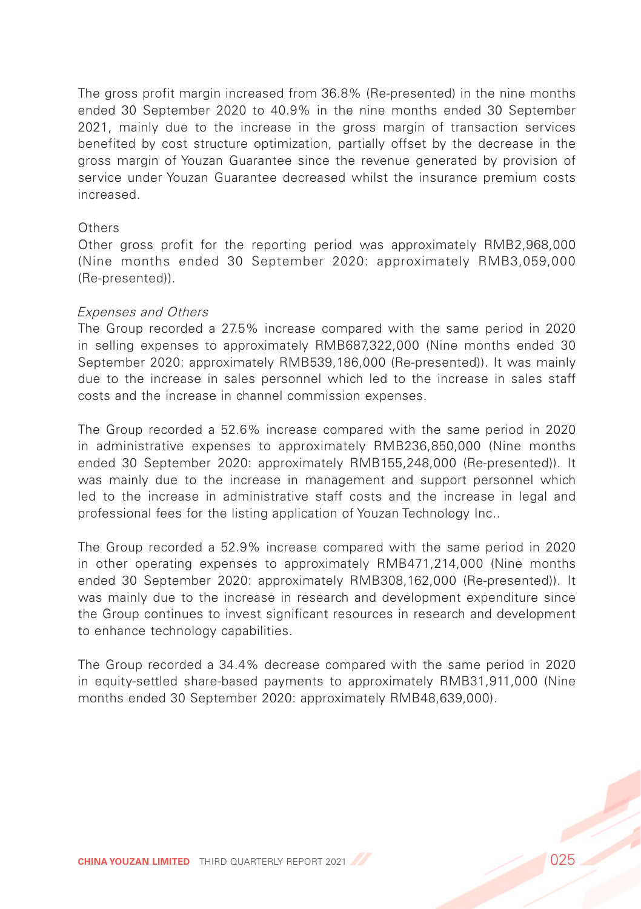The gross profit margin increased from 36.8% (Re-presented) in the nine months ended 30 September 2020 to 40.9% in the nine months ended 30 September 2021, mainly due to the increase in the gross margin of transaction services benefited by cost structure optimization, partially offset by the decrease in the gross margin of Youzan Guarantee since the revenue generated by provision of service under Youzan Guarantee decreased whilst the insurance premium costs increased.

Others

Other gross profit for the reporting period was approximately RMB2,968,000 (Nine months ended 30 September 2020: approximately RMB3,059,000 (Re-presented)).

*Expenses and Others*

The Group recorded a 27.5% increase compared with the same period in 2020 in selling expenses to approximately RMB687,322,000 (Nine months ended 30 September 2020: approximately RMB539,186,000 (Re-presented)). It was mainly due to the increase in sales personnel which led to the increase in sales staff costs and the increase in channel commission expenses.

The Group recorded a 52.6% increase compared with the same period in 2020 in administrative expenses to approximately RMB236,850,000 (Nine months ended 30 September 2020: approximately RMB155,248,000 (Re-presented)). It was mainly due to the increase in management and support personnel which led to the increase in administrative staff costs and the increase in legal and professional fees for the listing application of Youzan Technology Inc..

The Group recorded a 52.9% increase compared with the same period in 2020 in other operating expenses to approximately RMB471,214,000 (Nine months ended 30 September 2020: approximately RMB308,162,000 (Re-presented)). It was mainly due to the increase in research and development expenditure since the Group continues to invest significant resources in research and development to enhance technology capabilities.

The Group recorded a 34.4% decrease compared with the same period in 2020 in equity-settled share-based payments to approximately RMB31,911,000 (Nine months ended 30 September 2020: approximately RMB48,639,000).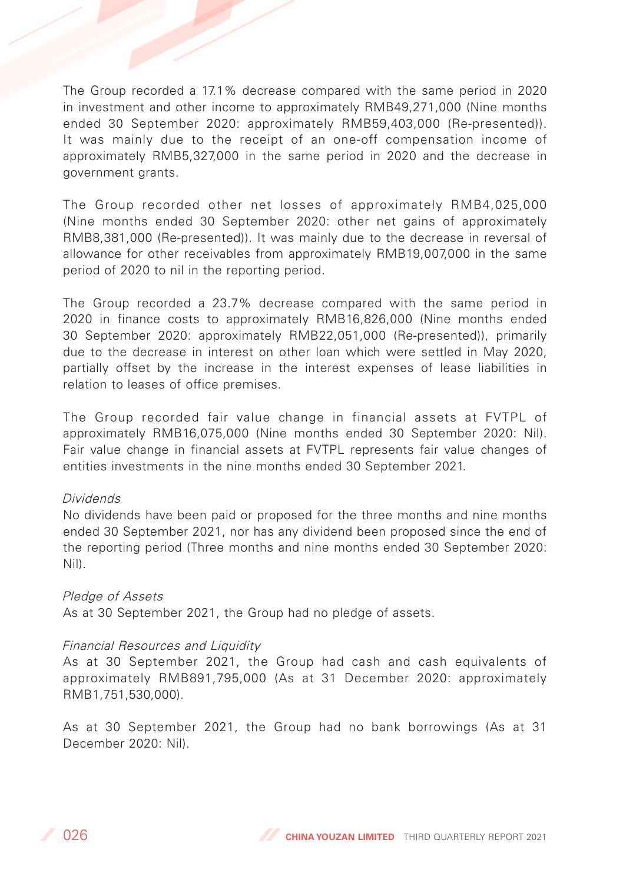The Group recorded a 17.1% decrease compared with the same period in 2020 in investment and other income to approximately RMB49,271,000 (Nine months ended 30 September 2020: approximately RMB59,403,000 (Re-presented)). It was mainly due to the receipt of an one-off compensation income of approximately RMB5,327,000 in the same period in 2020 and the decrease in government grants.

The Group recorded other net losses of approximately RMB4,025,000 (Nine months ended 30 September 2020: other net gains of approximately RMB8,381,000 (Re-presented)). It was mainly due to the decrease in reversal of allowance for other receivables from approximately RMB19,007,000 in the same period of 2020 to nil in the reporting period.

The Group recorded a 23.7% decrease compared with the same period in 2020 in finance costs to approximately RMB16,826,000 (Nine months ended 30 September 2020: approximately RMB22,051,000 (Re-presented)), primarily due to the decrease in interest on other loan which were settled in May 2020, partially offset by the increase in the interest expenses of lease liabilities in relation to leases of office premises.

The Group recorded fair value change in financial assets at FVTPL of approximately RMB16,075,000 (Nine months ended 30 September 2020: Nil). Fair value change in financial assets at FVTPL represents fair value changes of entities investments in the nine months ended 30 September 2021.

*Dividends*

No dividends have been paid or proposed for the three months and nine months ended 30 September 2021, nor has any dividend been proposed since the end of the reporting period (Three months and nine months ended 30 September 2020: Nil).

*Pledge of Assets*

As at 30 September 2021, the Group had no pledge of assets.

*Financial Resources and Liquidity*

As at 30 September 2021, the Group had cash and cash equivalents of approximately RMB891,795,000 (As at 31 December 2020: approximately RMB1,751,530,000).

As at 30 September 2021, the Group had no bank borrowings (As at 31 December 2020: Nil).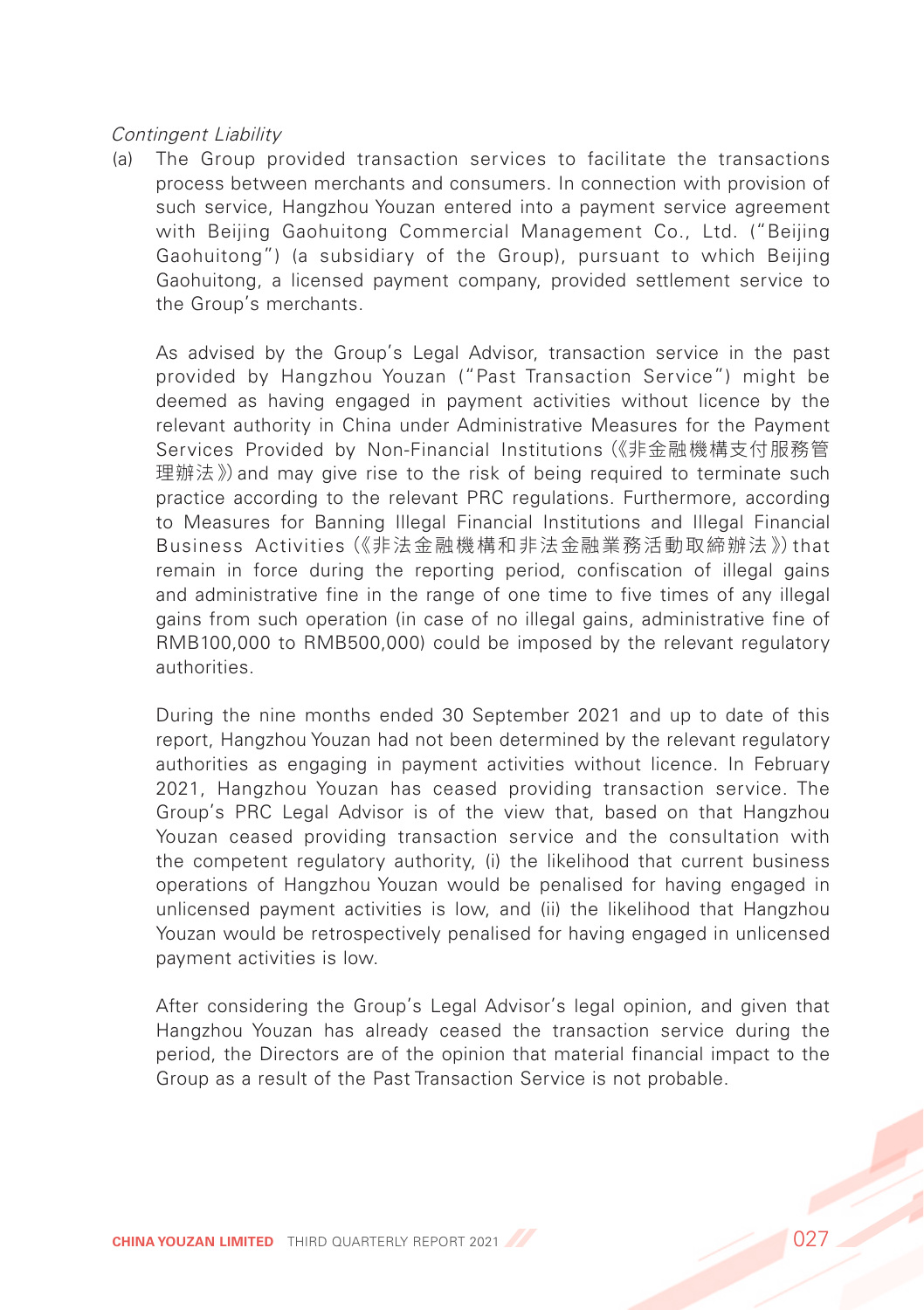*Contingent Liability*

(a) The Group provided transaction services to facilitate the transactions process between merchants and consumers. In connection with provision of such service, Hangzhou Youzan entered into a payment service agreement with Beijing Gaohuitong Commercial Management Co., Ltd. ("Beijing Gaohuitong") (a subsidiary of the Group), pursuant to which Beijing Gaohuitong, a licensed payment company, provided settlement service to the Group's merchants.

As advised by the Group's Legal Advisor, transaction service in the past provided by Hangzhou Youzan ("Past Transaction Service") might be deemed as having engaged in payment activities without licence by the relevant authority in China under Administrative Measures for the Payment Services Provided by Non-Financial Institutions (《非金融機構支付服務管理辦法》) and may give rise to the risk of being required to terminate such practice according to the relevant PRC regulations. Furthermore, according to Measures for Banning Illegal Financial Institutions and Illegal Financial Business Activities (《非法金融機構和非法金融業務活動取締辦法》) that remain in force during the reporting period, confiscation of illegal gains and administrative fine in the range of one time to five times of any illegal gains from such operation (in case of no illegal gains, administrative fine of RMB100,000 to RMB500,000) could be imposed by the relevant regulatory authorities.

During the nine months ended 30 September 2021 and up to date of this report, Hangzhou Youzan had not been determined by the relevant regulatory authorities as engaging in payment activities without licence. In February 2021, Hangzhou Youzan has ceased providing transaction service. The Group's PRC Legal Advisor is of the view that, based on that Hangzhou Youzan ceased providing transaction service and the consultation with the competent regulatory authority, (i) the likelihood that current business operations of Hangzhou Youzan would be penalised for having engaged in unlicensed payment activities is low, and (ii) the likelihood that Hangzhou Youzan would be retrospectively penalised for having engaged in unlicensed payment activities is low.

After considering the Group's Legal Advisor's legal opinion, and given that Hangzhou Youzan has already ceased the transaction service during the period, the Directors are of the opinion that material financial impact to the Group as a result of the Past Transaction Service is not probable.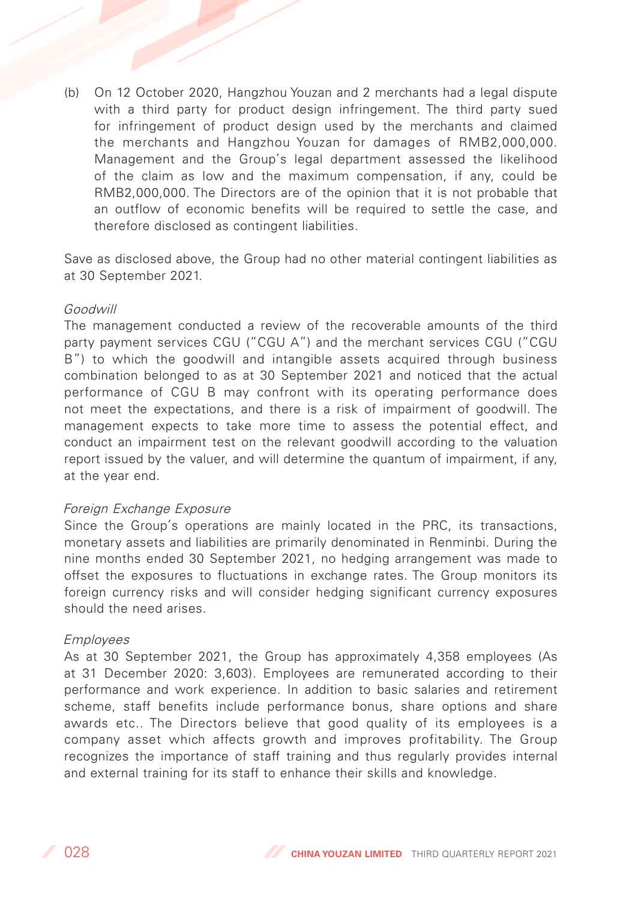(b) On 12 October 2020, Hangzhou Youzan and 2 merchants had a legal dispute with a third party for product design infringement. The third party sued for infringement of product design used by the merchants and claimed the merchants and Hangzhou Youzan for damages of RMB2,000,000. Management and the Group's legal department assessed the likelihood of the claim as low and the maximum compensation, if any, could be RMB2,000,000. The Directors are of the opinion that it is not probable that an outflow of economic benefits will be required to settle the case, and therefore disclosed as contingent liabilities.

Save as disclosed above, the Group had no other material contingent liabilities as at 30 September 2021.

*Goodwill*

The management conducted a review of the recoverable amounts of the third party payment services CGU ("CGU A") and the merchant services CGU ("CGU B") to which the goodwill and intangible assets acquired through business combination belonged to as at 30 September 2021 and noticed that the actual performance of CGU B may confront with its operating performance does not meet the expectations, and there is a risk of impairment of goodwill. The management expects to take more time to assess the potential effect, and conduct an impairment test on the relevant goodwill according to the valuation report issued by the valuer, and will determine the quantum of impairment, if any, at the year end.

*Foreign Exchange Exposure*

Since the Group's operations are mainly located in the PRC, its transactions, monetary assets and liabilities are primarily denominated in Renminbi. During the nine months ended 30 September 2021, no hedging arrangement was made to offset the exposures to fluctuations in exchange rates. The Group monitors its foreign currency risks and will consider hedging significant currency exposures should the need arises.

*Employees*

As at 30 September 2021, the Group has approximately 4,358 employees (As at 31 December 2020: 3,603). Employees are remunerated according to their performance and work experience. In addition to basic salaries and retirement scheme, staff benefits include performance bonus, share options and share awards etc.. The Directors believe that good quality of its employees is a company asset which affects growth and improves profitability. The Group recognizes the importance of staff training and thus regularly provides internal and external training for its staff to enhance their skills and knowledge.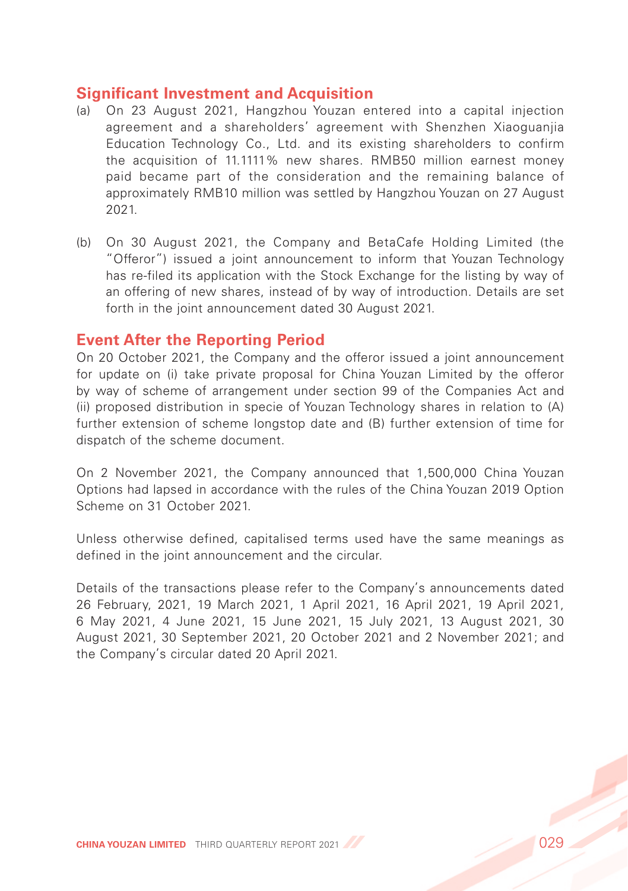## Significant Investment and Acquisition

(a) On 23 August 2021, Hangzhou Youzan entered into a capital injection agreement and a shareholders' agreement with Shenzhen Xiaoguanjia Education Technology Co., Ltd. and its existing shareholders to confirm the acquisition of 11.1111% new shares. RMB50 million earnest money paid became part of the consideration and the remaining balance of approximately RMB10 million was settled by Hangzhou Youzan on 27 August 2021.

(b) On 30 August 2021, the Company and BetaCafe Holding Limited (the "Offeror") issued a joint announcement to inform that Youzan Technology has re-filed its application with the Stock Exchange for the listing by way of an offering of new shares, instead of by way of introduction. Details are set forth in the joint announcement dated 30 August 2021.

## Event After the Reporting Period

On 20 October 2021, the Company and the offeror issued a joint announcement for update on (i) take private proposal for China Youzan Limited by the offeror by way of scheme of arrangement under section 99 of the Companies Act and (ii) proposed distribution in specie of Youzan Technology shares in relation to (A) further extension of scheme longstop date and (B) further extension of time for dispatch of the scheme document.

On 2 November 2021, the Company announced that 1,500,000 China Youzan Options had lapsed in accordance with the rules of the China Youzan 2019 Option Scheme on 31 October 2021.

Unless otherwise defined, capitalised terms used have the same meanings as defined in the joint announcement and the circular.

Details of the transactions please refer to the Company's announcements dated 26 February, 2021, 19 March 2021, 1 April 2021, 16 April 2021, 19 April 2021, 6 May 2021, 4 June 2021, 15 June 2021, 15 July 2021, 13 August 2021, 30 August 2021, 30 September 2021, 20 October 2021 and 2 November 2021; and the Company's circular dated 20 April 2021.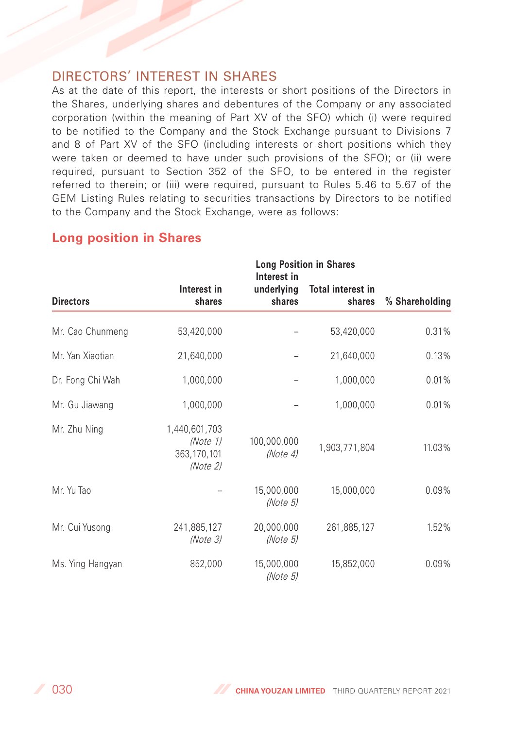## DIRECTORS' INTEREST IN SHARES

As at the date of this report, the interests or short positions of the Directors in the Shares, underlying shares and debentures of the Company or any associated corporation (within the meaning of Part XV of the SFO) which (i) were required to be notified to the Company and the Stock Exchange pursuant to Divisions 7 and 8 of Part XV of the SFO (including interests or short positions which they were taken or deemed to have under such provisions of the SFO); or (ii) were required, pursuant to Section 352 of the SFO, to be entered in the register referred to therein; or (iii) were required, pursuant to Rules 5.46 to 5.67 of the GEM Listing Rules relating to securities transactions by Directors to be notified to the Company and the Stock Exchange, were as follows:

### Long position in Shares

| | Long Position in Shares | | | |
|---|---|---|---|---|
| **Directors** | **Interest in shares** | **Interest in underlying shares** | **Total interest in shares** | **% Shareholding** |
| Mr. Cao Chunmeng | 53,420,000 | – | 53,420,000 | 0.31% |
| Mr. Yan Xiaotian | 21,640,000 | – | 21,640,000 | 0.13% |
| Dr. Fong Chi Wah | 1,000,000 | – | 1,000,000 | 0.01% |
| Mr. Gu Jiawang | 1,000,000 | – | 1,000,000 | 0.01% |
| Mr. Zhu Ning | 1,440,601,703 *(Note 1)* 363,170,101 *(Note 2)* | 100,000,000 *(Note 4)* | 1,903,771,804 | 11.03% |
| Mr. Yu Tao | – | 15,000,000 *(Note 5)* | 15,000,000 | 0.09% |
| Mr. Cui Yusong | 241,885,127 *(Note 3)* | 20,000,000 *(Note 5)* | 261,885,127 | 1.52% |
| Ms. Ying Hangyan | 852,000 | 15,000,000 *(Note 5)* | 15,852,000 | 0.09% |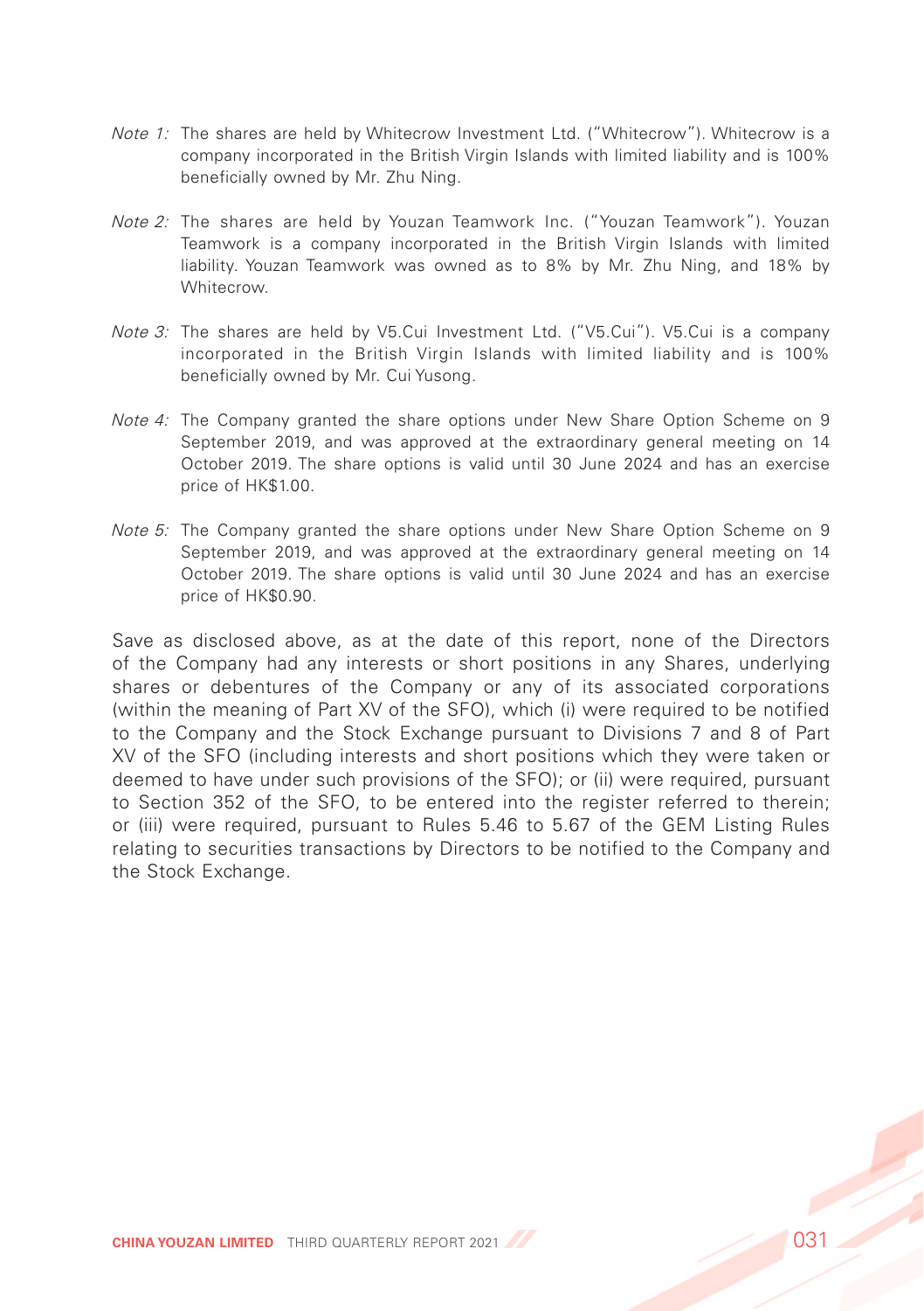*Note 1:* The shares are held by Whitecrow Investment Ltd. ("Whitecrow"). Whitecrow is a company incorporated in the British Virgin Islands with limited liability and is 100% beneficially owned by Mr. Zhu Ning.

*Note 2:* The shares are held by Youzan Teamwork Inc. ("Youzan Teamwork"). Youzan Teamwork is a company incorporated in the British Virgin Islands with limited liability. Youzan Teamwork was owned as to 8% by Mr. Zhu Ning, and 18% by Whitecrow.

*Note 3:* The shares are held by V5.Cui Investment Ltd. ("V5.Cui"). V5.Cui is a company incorporated in the British Virgin Islands with limited liability and is 100% beneficially owned by Mr. Cui Yusong.

*Note 4:* The Company granted the share options under New Share Option Scheme on 9 September 2019, and was approved at the extraordinary general meeting on 14 October 2019. The share options is valid until 30 June 2024 and has an exercise price of HK$1.00.

*Note 5:* The Company granted the share options under New Share Option Scheme on 9 September 2019, and was approved at the extraordinary general meeting on 14 October 2019. The share options is valid until 30 June 2024 and has an exercise price of HK$0.90.

Save as disclosed above, as at the date of this report, none of the Directors of the Company had any interests or short positions in any Shares, underlying shares or debentures of the Company or any of its associated corporations (within the meaning of Part XV of the SFO), which (i) were required to be notified to the Company and the Stock Exchange pursuant to Divisions 7 and 8 of Part XV of the SFO (including interests and short positions which they were taken or deemed to have under such provisions of the SFO); or (ii) were required, pursuant to Section 352 of the SFO, to be entered into the register referred to therein; or (iii) were required, pursuant to Rules 5.46 to 5.67 of the GEM Listing Rules relating to securities transactions by Directors to be notified to the Company and the Stock Exchange.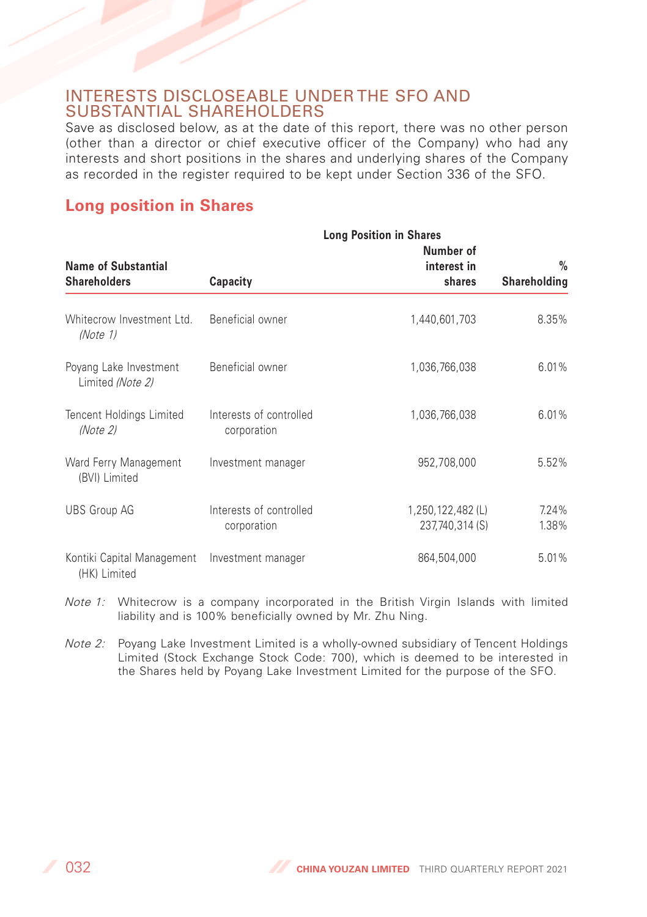## INTERESTS DISCLOSEABLE UNDER THE SFO AND SUBSTANTIAL SHAREHOLDERS

Save as disclosed below, as at the date of this report, there was no other person (other than a director or chief executive officer of the Company) who had any interests and short positions in the shares and underlying shares of the Company as recorded in the register required to be kept under Section 336 of the SFO.

### Long position in Shares

| Name of Substantial Shareholders | Capacity | Long Position in Shares<br>Number of interest in shares | %<br>Shareholding |
|---|---|---|---|
| Whitecrow Investment Ltd. *(Note 1)* | Beneficial owner | 1,440,601,703 | 8.35% |
| Poyang Lake Investment Limited *(Note 2)* | Beneficial owner | 1,036,766,038 | 6.01% |
| Tencent Holdings Limited *(Note 2)* | Interests of controlled corporation | 1,036,766,038 | 6.01% |
| Ward Ferry Management (BVI) Limited | Investment manager | 952,708,000 | 5.52% |
| UBS Group AG | Interests of controlled corporation | 1,250,122,482 (L)<br>237,740,314 (S) | 7.24%<br>1.38% |
| Kontiki Capital Management (HK) Limited | Investment manager | 864,504,000 | 5.01% |

*Note 1:* Whitecrow is a company incorporated in the British Virgin Islands with limited liability and is 100% beneficially owned by Mr. Zhu Ning.

*Note 2:* Poyang Lake Investment Limited is a wholly-owned subsidiary of Tencent Holdings Limited (Stock Exchange Stock Code: 700), which is deemed to be interested in the Shares held by Poyang Lake Investment Limited for the purpose of the SFO.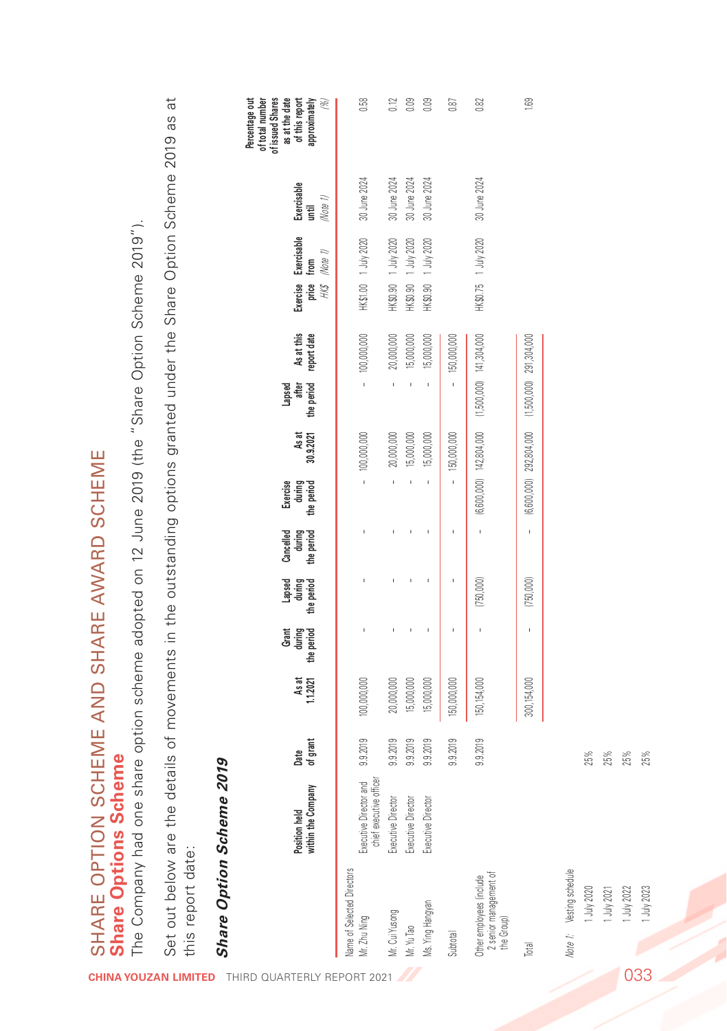# SHARE OPTION SCHEME AND SHARE AWARD SCHEME

## Share Options Scheme

The Company had one share option scheme adopted on 12 June 2019 (the "Share Option Scheme 2019").

Set out below are the details of movements in the outstanding options granted under the Share Option Scheme 2019 as at this report date:

### *Share Option Scheme 2019*

| | Position held within the Company | Date of grant | As at 1.1.2021 | Grant during the period | Lapsed during the period | Cancelled during the period | Exercise during the period | As at 30.9.2021 | Lapsed after the period | As at this report date | Exercise price HK$ | Exercisable from (Note 1) | Exercisable until (Note 1) | Percentage out of total number of issued Shares as at the date of this report approximately (%) |
|---|---|---|---|---|---|---|---|---|---|---|---|---|---|---|
| Name of Selected Directors | | | | | | | | | | | | | | |
| Mr. Zhu Ning | Executive Director and chief executive officer | 9.9.2019 | 100,000,000 | - | - | - | - | 100,000,000 | - | 100,000,000 | HK$1.00 | 1 July 2020 | 30 June 2024 | 0.58 |
| Mr. Cui Yusong | Executive Director | 9.9.2019 | 20,000,000 | - | - | - | - | 20,000,000 | - | 20,000,000 | HK$0.90 | 1 July 2020 | 30 June 2024 | 0.12 |
| Mr. Yu Tao | Executive Director | 9.9.2019 | 15,000,000 | - | - | - | - | 15,000,000 | - | 15,000,000 | HK$0.90 | 1 July 2020 | 30 June 2024 | 0.09 |
| Ms. Ying Hangyan | Executive Director | 9.9.2019 | 15,000,000 | - | - | - | - | 15,000,000 | - | 15,000,000 | HK$0.90 | 1 July 2020 | 30 June 2024 | 0.09 |
| Subtotal | | 9.9.2019 | 150,000,000 | - | - | - | - | 150,000,000 | - | 150,000,000 | | | | 0.87 |
| Other employees (include 2 senior management of the Group) | | 9.9.2019 | 150,154,000 | - | (750,000) | - | (6,600,000) | 142,804,000 | (1,500,000) | 141,304,000 | HK$0.75 | 1 July 2020 | 30 June 2024 | 0.82 |
| Total | | | 300,154,000 | - | (750,000) | - | (6,600,000) | 292,804,000 | (1,500,000) | 291,304,000 | | | | 1.69 |

*Note 1:* Vesting schedule

| | |
|---|---|
| 1 July 2020 | 25% |
| 1 July 2021 | 25% |
| 1 July 2022 | 25% |
| 1 July 2023 | 25% |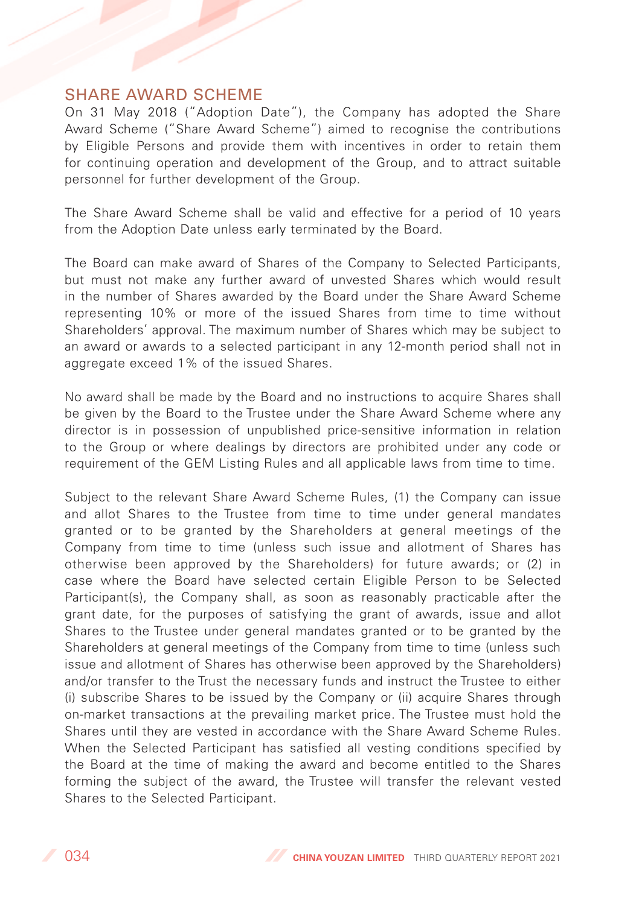## SHARE AWARD SCHEME

On 31 May 2018 ("Adoption Date"), the Company has adopted the Share Award Scheme ("Share Award Scheme") aimed to recognise the contributions by Eligible Persons and provide them with incentives in order to retain them for continuing operation and development of the Group, and to attract suitable personnel for further development of the Group.

The Share Award Scheme shall be valid and effective for a period of 10 years from the Adoption Date unless early terminated by the Board.

The Board can make award of Shares of the Company to Selected Participants, but must not make any further award of unvested Shares which would result in the number of Shares awarded by the Board under the Share Award Scheme representing 10% or more of the issued Shares from time to time without Shareholders' approval. The maximum number of Shares which may be subject to an award or awards to a selected participant in any 12-month period shall not in aggregate exceed 1% of the issued Shares.

No award shall be made by the Board and no instructions to acquire Shares shall be given by the Board to the Trustee under the Share Award Scheme where any director is in possession of unpublished price-sensitive information in relation to the Group or where dealings by directors are prohibited under any code or requirement of the GEM Listing Rules and all applicable laws from time to time.

Subject to the relevant Share Award Scheme Rules, (1) the Company can issue and allot Shares to the Trustee from time to time under general mandates granted or to be granted by the Shareholders at general meetings of the Company from time to time (unless such issue and allotment of Shares has otherwise been approved by the Shareholders) for future awards; or (2) in case where the Board have selected certain Eligible Person to be Selected Participant(s), the Company shall, as soon as reasonably practicable after the grant date, for the purposes of satisfying the grant of awards, issue and allot Shares to the Trustee under general mandates granted or to be granted by the Shareholders at general meetings of the Company from time to time (unless such issue and allotment of Shares has otherwise been approved by the Shareholders) and/or transfer to the Trust the necessary funds and instruct the Trustee to either (i) subscribe Shares to be issued by the Company or (ii) acquire Shares through on-market transactions at the prevailing market price. The Trustee must hold the Shares until they are vested in accordance with the Share Award Scheme Rules. When the Selected Participant has satisfied all vesting conditions specified by the Board at the time of making the award and become entitled to the Shares forming the subject of the award, the Trustee will transfer the relevant vested Shares to the Selected Participant.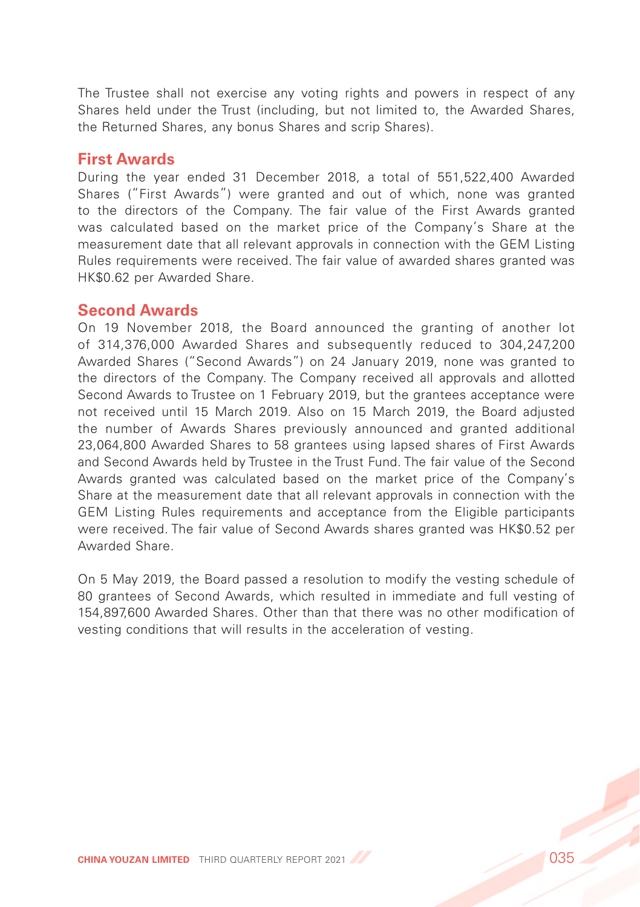The Trustee shall not exercise any voting rights and powers in respect of any Shares held under the Trust (including, but not limited to, the Awarded Shares, the Returned Shares, any bonus Shares and scrip Shares).

## First Awards

During the year ended 31 December 2018, a total of 551,522,400 Awarded Shares ("First Awards") were granted and out of which, none was granted to the directors of the Company. The fair value of the First Awards granted was calculated based on the market price of the Company's Share at the measurement date that all relevant approvals in connection with the GEM Listing Rules requirements were received. The fair value of awarded shares granted was HK$0.62 per Awarded Share.

## Second Awards

On 19 November 2018, the Board announced the granting of another lot of 314,376,000 Awarded Shares and subsequently reduced to 304,247,200 Awarded Shares ("Second Awards") on 24 January 2019, none was granted to the directors of the Company. The Company received all approvals and allotted Second Awards to Trustee on 1 February 2019, but the grantees acceptance were not received until 15 March 2019. Also on 15 March 2019, the Board adjusted the number of Awards Shares previously announced and granted additional 23,064,800 Awarded Shares to 58 grantees using lapsed shares of First Awards and Second Awards held by Trustee in the Trust Fund. The fair value of the Second Awards granted was calculated based on the market price of the Company's Share at the measurement date that all relevant approvals in connection with the GEM Listing Rules requirements and acceptance from the Eligible participants were received. The fair value of Second Awards shares granted was HK$0.52 per Awarded Share.

On 5 May 2019, the Board passed a resolution to modify the vesting schedule of 80 grantees of Second Awards, which resulted in immediate and full vesting of 154,897,600 Awarded Shares. Other than that there was no other modification of vesting conditions that will results in the acceleration of vesting.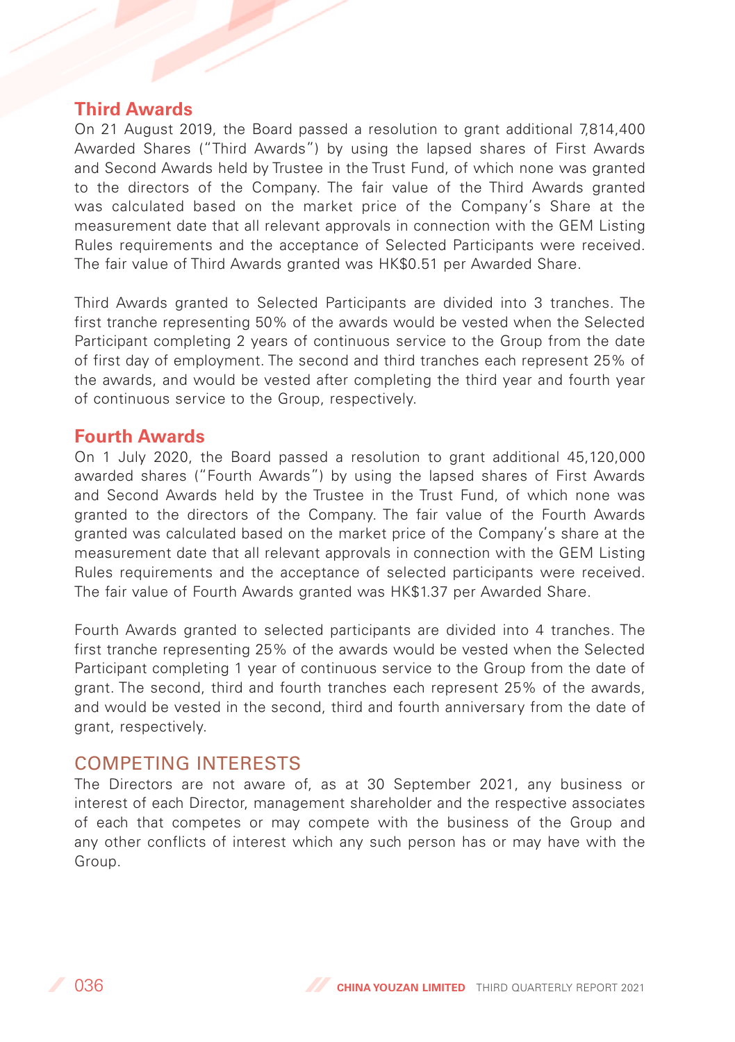### Third Awards

On 21 August 2019, the Board passed a resolution to grant additional 7,814,400 Awarded Shares ("Third Awards") by using the lapsed shares of First Awards and Second Awards held by Trustee in the Trust Fund, of which none was granted to the directors of the Company. The fair value of the Third Awards granted was calculated based on the market price of the Company's Share at the measurement date that all relevant approvals in connection with the GEM Listing Rules requirements and the acceptance of Selected Participants were received. The fair value of Third Awards granted was HK$0.51 per Awarded Share.

Third Awards granted to Selected Participants are divided into 3 tranches. The first tranche representing 50% of the awards would be vested when the Selected Participant completing 2 years of continuous service to the Group from the date of first day of employment. The second and third tranches each represent 25% of the awards, and would be vested after completing the third year and fourth year of continuous service to the Group, respectively.

### Fourth Awards

On 1 July 2020, the Board passed a resolution to grant additional 45,120,000 awarded shares ("Fourth Awards") by using the lapsed shares of First Awards and Second Awards held by the Trustee in the Trust Fund, of which none was granted to the directors of the Company. The fair value of the Fourth Awards granted was calculated based on the market price of the Company's share at the measurement date that all relevant approvals in connection with the GEM Listing Rules requirements and the acceptance of selected participants were received. The fair value of Fourth Awards granted was HK$1.37 per Awarded Share.

Fourth Awards granted to selected participants are divided into 4 tranches. The first tranche representing 25% of the awards would be vested when the Selected Participant completing 1 year of continuous service to the Group from the date of grant. The second, third and fourth tranches each represent 25% of the awards, and would be vested in the second, third and fourth anniversary from the date of grant, respectively.

## COMPETING INTERESTS

The Directors are not aware of, as at 30 September 2021, any business or interest of each Director, management shareholder and the respective associates of each that competes or may compete with the business of the Group and any other conflicts of interest which any such person has or may have with the Group.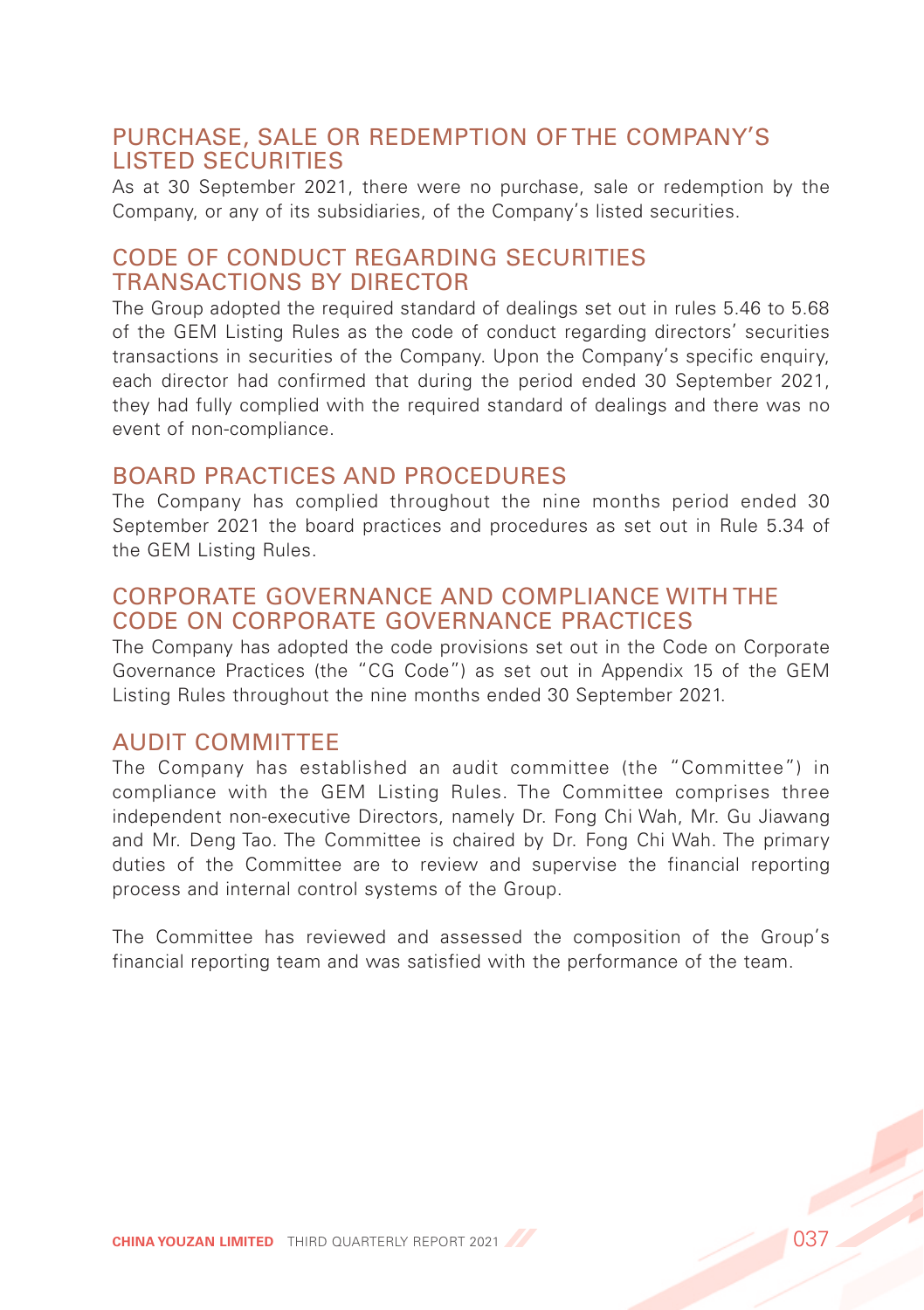## PURCHASE, SALE OR REDEMPTION OF THE COMPANY'S LISTED SECURITIES

As at 30 September 2021, there were no purchase, sale or redemption by the Company, or any of its subsidiaries, of the Company's listed securities.

## CODE OF CONDUCT REGARDING SECURITIES TRANSACTIONS BY DIRECTOR

The Group adopted the required standard of dealings set out in rules 5.46 to 5.68 of the GEM Listing Rules as the code of conduct regarding directors' securities transactions in securities of the Company. Upon the Company's specific enquiry, each director had confirmed that during the period ended 30 September 2021, they had fully complied with the required standard of dealings and there was no event of non-compliance.

## BOARD PRACTICES AND PROCEDURES

The Company has complied throughout the nine months period ended 30 September 2021 the board practices and procedures as set out in Rule 5.34 of the GEM Listing Rules.

## CORPORATE GOVERNANCE AND COMPLIANCE WITH THE CODE ON CORPORATE GOVERNANCE PRACTICES

The Company has adopted the code provisions set out in the Code on Corporate Governance Practices (the "CG Code") as set out in Appendix 15 of the GEM Listing Rules throughout the nine months ended 30 September 2021.

## AUDIT COMMITTEE

The Company has established an audit committee (the "Committee") in compliance with the GEM Listing Rules. The Committee comprises three independent non-executive Directors, namely Dr. Fong Chi Wah, Mr. Gu Jiawang and Mr. Deng Tao. The Committee is chaired by Dr. Fong Chi Wah. The primary duties of the Committee are to review and supervise the financial reporting process and internal control systems of the Group.

The Committee has reviewed and assessed the composition of the Group's financial reporting team and was satisfied with the performance of the team.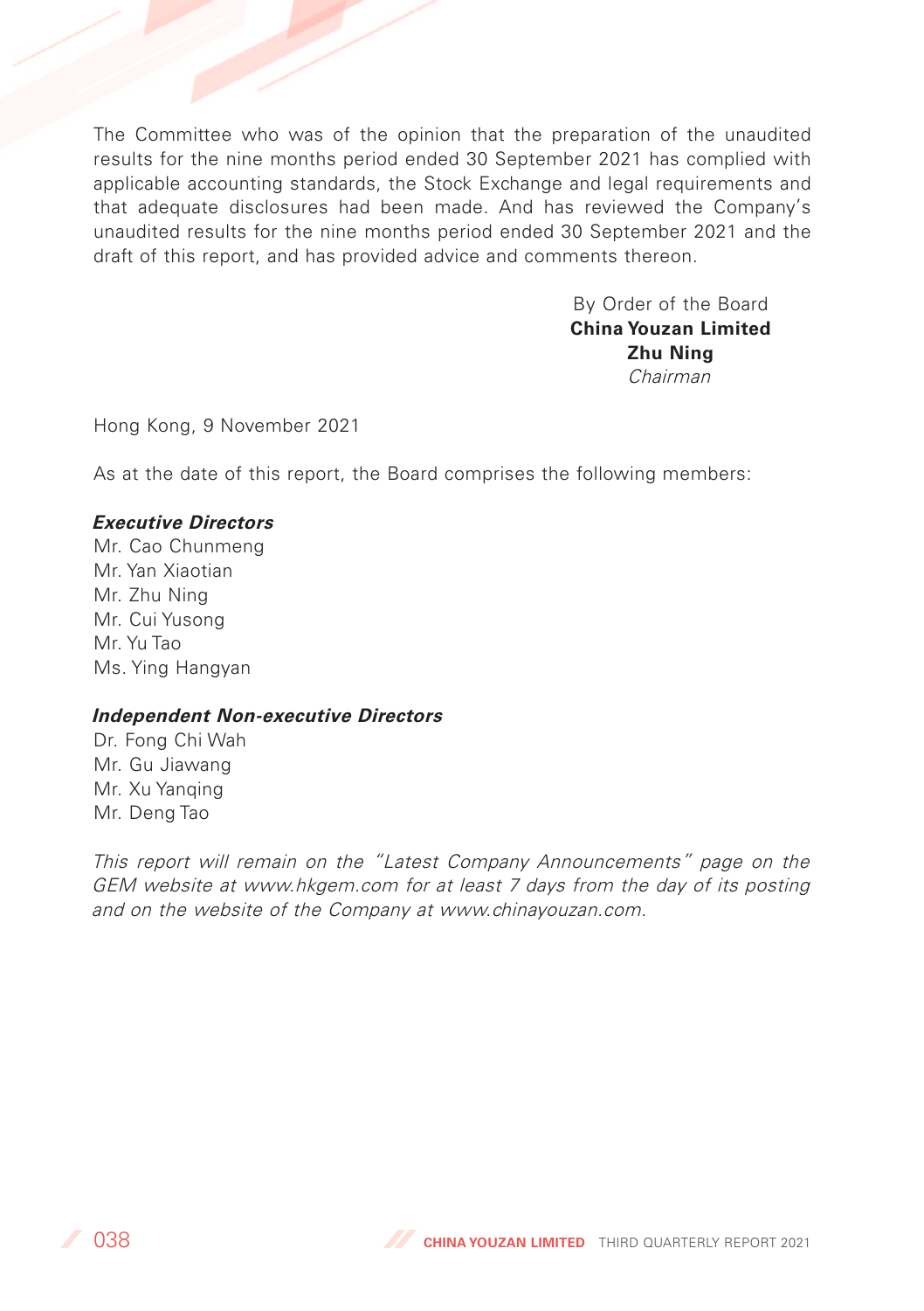The Committee who was of the opinion that the preparation of the unaudited results for the nine months period ended 30 September 2021 has complied with applicable accounting standards, the Stock Exchange and legal requirements and that adequate disclosures had been made. And has reviewed the Company's unaudited results for the nine months period ended 30 September 2021 and the draft of this report, and has provided advice and comments thereon.

By Order of the Board
**China Youzan Limited**
**Zhu Ning**
*Chairman*

Hong Kong, 9 November 2021

As at the date of this report, the Board comprises the following members:

***Executive Directors***
Mr. Cao Chunmeng
Mr. Yan Xiaotian
Mr. Zhu Ning
Mr. Cui Yusong
Mr. Yu Tao
Ms. Ying Hangyan

***Independent Non-executive Directors***
Dr. Fong Chi Wah
Mr. Gu Jiawang
Mr. Xu Yanqing
Mr. Deng Tao

*This report will remain on the "Latest Company Announcements" page on the GEM website at www.hkgem.com for at least 7 days from the day of its posting and on the website of the Company at www.chinayouzan.com.*